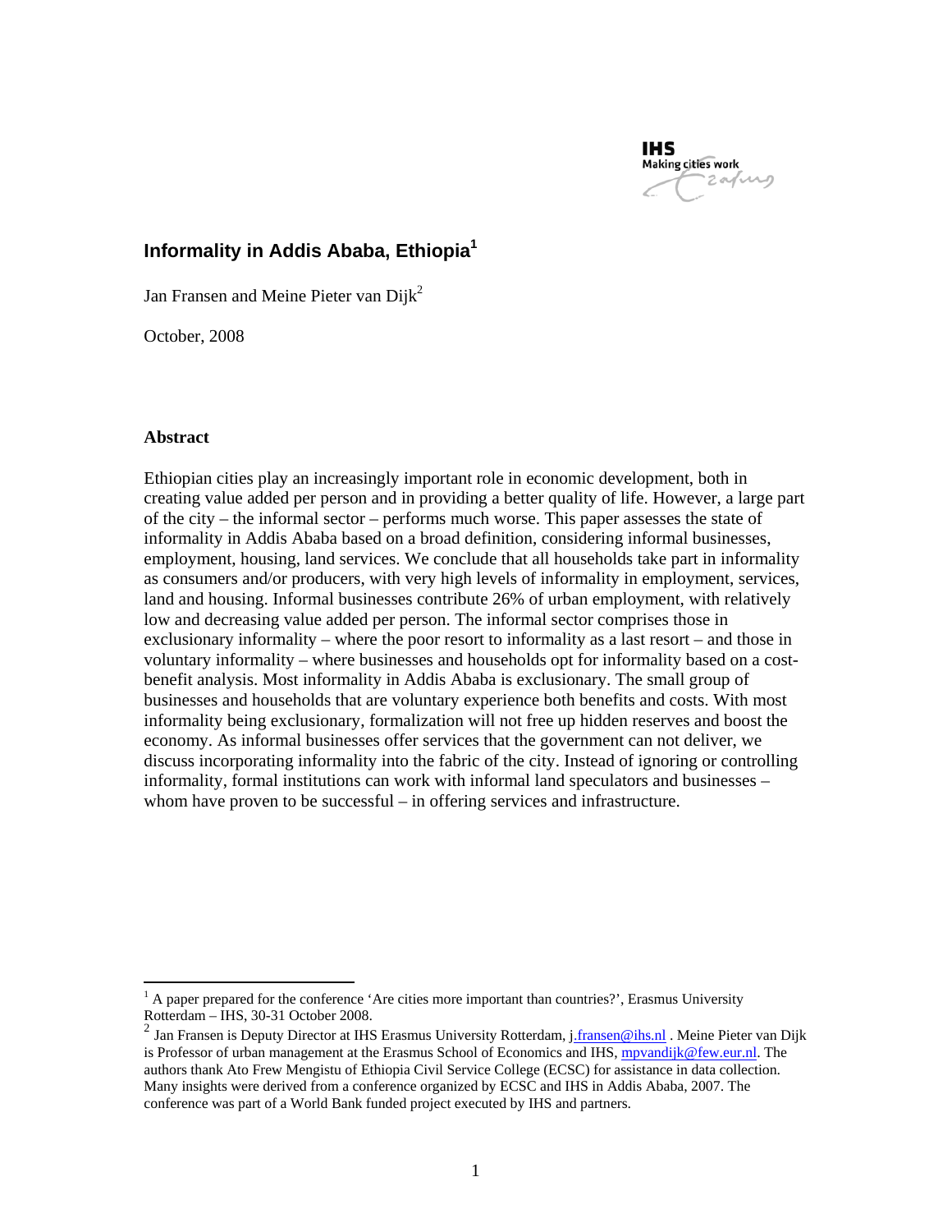# Informality in Addis Ababa, Ethiopia[1]

Jan Fransen and Meine Pieter van Dijk[2]

October, 2008

**Abstract**

Ethiopian cities play an increasingly important role in economic development, both in creating value added per person and in providing a better quality of life. However, a large part of the city – the informal sector – performs much worse. This paper assesses the state of informality in Addis Ababa based on a broad definition, considering informal businesses, employment, housing, land services. We conclude that all households take part in informality as consumers and/or producers, with very high levels of informality in employment, services, land and housing. Informal businesses contribute 26% of urban employment, with relatively low and decreasing value added per person. The informal sector comprises those in exclusionary informality – where the poor resort to informality as a last resort – and those in voluntary informality – where businesses and households opt for informality based on a cost-benefit analysis. Most informality in Addis Ababa is exclusionary. The small group of businesses and households that are voluntary experience both benefits and costs. With most informality being exclusionary, formalization will not free up hidden reserves and boost the economy. As informal businesses offer services that the government can not deliver, we discuss incorporating informality into the fabric of the city. Instead of ignoring or controlling informality, formal institutions can work with informal land speculators and businesses – whom have proven to be successful – in offering services and infrastructure.

---

[1] A paper prepared for the conference 'Are cities more important than countries?', Erasmus University Rotterdam – IHS, 30-31 October 2008.

[2] Jan Fransen is Deputy Director at IHS Erasmus University Rotterdam, j.fransen@ihs.nl . Meine Pieter van Dijk is Professor of urban management at the Erasmus School of Economics and IHS, mpvandijk@few.eur.nl. The authors thank Ato Frew Mengistu of Ethiopia Civil Service College (ECSC) for assistance in data collection. Many insights were derived from a conference organized by ECSC and IHS in Addis Ababa, 2007. The conference was part of a World Bank funded project executed by IHS and partners.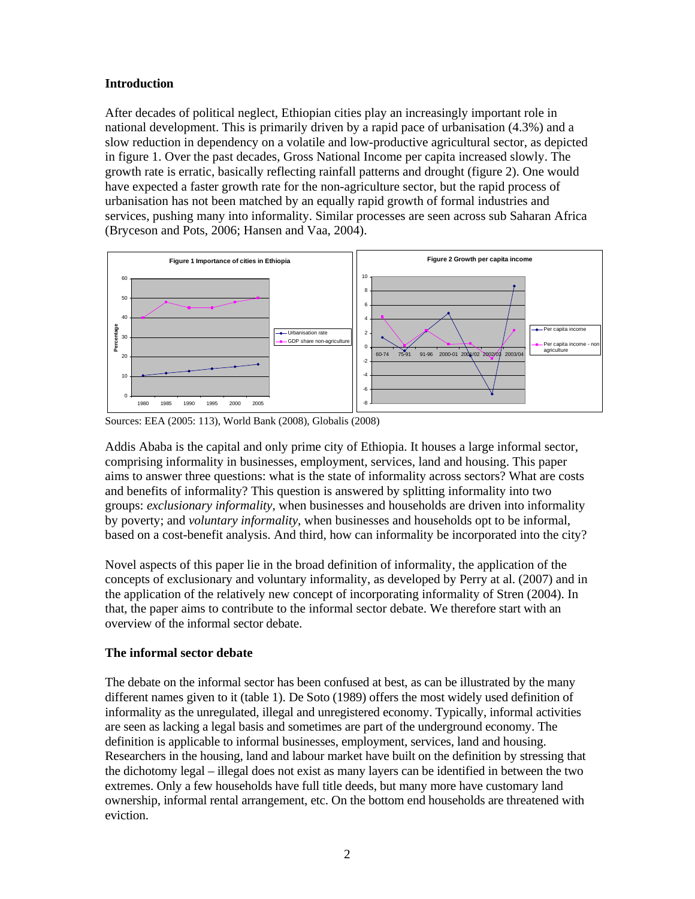## Introduction

After decades of political neglect, Ethiopian cities play an increasingly important role in national development. This is primarily driven by a rapid pace of urbanisation (4.3%) and a slow reduction in dependency on a volatile and low-productive agricultural sector, as depicted in figure 1. Over the past decades, Gross National Income per capita increased slowly. The growth rate is erratic, basically reflecting rainfall patterns and drought (figure 2). One would have expected a faster growth rate for the non-agriculture sector, but the rapid process of urbanisation has not been matched by an equally rapid growth of formal industries and services, pushing many into informality. Similar processes are seen across sub Saharan Africa (Bryceson and Pots, 2006; Hansen and Vaa, 2004).

Figure 1 Importance of cities in Ethiopia

Figure 2 Growth per capita income

Sources: EEA (2005: 113), World Bank (2008), Globalis (2008)

Addis Ababa is the capital and only prime city of Ethiopia. It houses a large informal sector, comprising informality in businesses, employment, services, land and housing. This paper aims to answer three questions: what is the state of informality across sectors? What are costs and benefits of informality? This question is answered by splitting informality into two groups: *exclusionary informality*, when businesses and households are driven into informality by poverty; and *voluntary informality*, when businesses and households opt to be informal, based on a cost-benefit analysis. And third, how can informality be incorporated into the city?

Novel aspects of this paper lie in the broad definition of informality, the application of the concepts of exclusionary and voluntary informality, as developed by Perry at al. (2007) and in the application of the relatively new concept of incorporating informality of Stren (2004). In that, the paper aims to contribute to the informal sector debate. We therefore start with an overview of the informal sector debate.

## The informal sector debate

The debate on the informal sector has been confused at best, as can be illustrated by the many different names given to it (table 1). De Soto (1989) offers the most widely used definition of informality as the unregulated, illegal and unregistered economy. Typically, informal activities are seen as lacking a legal basis and sometimes are part of the underground economy. The definition is applicable to informal businesses, employment, services, land and housing. Researchers in the housing, land and labour market have built on the definition by stressing that the dichotomy legal – illegal does not exist as many layers can be identified in between the two extremes. Only a few households have full title deeds, but many more have customary land ownership, informal rental arrangement, etc. On the bottom end households are threatened with eviction.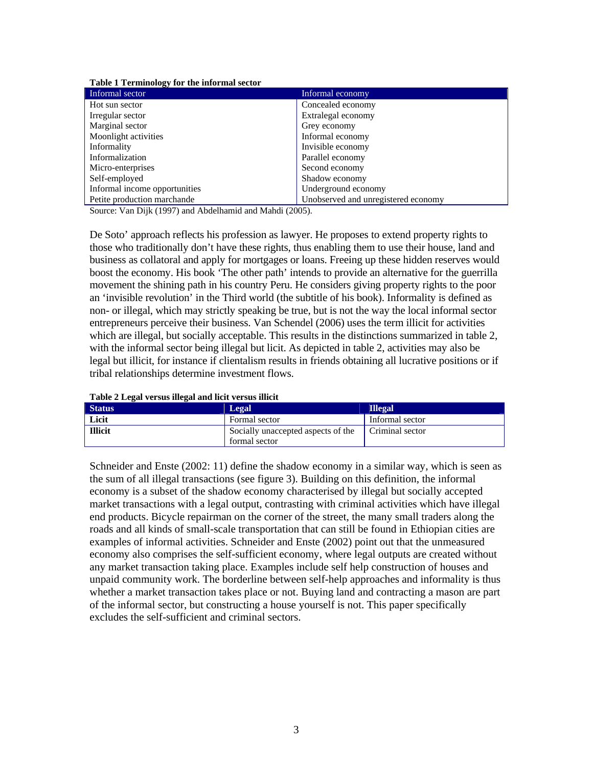**Table 1 Terminology for the informal sector**

| Informal sector | Informal economy |
|---|---|
| Hot sun sector | Concealed economy |
| Irregular sector | Extralegal economy |
| Marginal sector | Grey economy |
| Moonlight activities | Informal economy |
| Informality | Invisible economy |
| Informalization | Parallel economy |
| Micro-enterprises | Second economy |
| Self-employed | Shadow economy |
| Informal income opportunities | Underground economy |
| Petite production marchande | Unobserved and unregistered economy |

Source: Van Dijk (1997) and Abdelhamid and Mahdi (2005).

De Soto' approach reflects his profession as lawyer. He proposes to extend property rights to those who traditionally don't have these rights, thus enabling them to use their house, land and business as collatoral and apply for mortgages or loans. Freeing up these hidden reserves would boost the economy. His book 'The other path' intends to provide an alternative for the guerrilla movement the shining path in his country Peru. He considers giving property rights to the poor an 'invisible revolution' in the Third world (the subtitle of his book). Informality is defined as non- or illegal, which may strictly speaking be true, but is not the way the local informal sector entrepreneurs perceive their business. Van Schendel (2006) uses the term illicit for activities which are illegal, but socially acceptable. This results in the distinctions summarized in table 2, with the informal sector being illegal but licit. As depicted in table 2, activities may also be legal but illicit, for instance if clientalism results in friends obtaining all lucrative positions or if tribal relationships determine investment flows.

**Table 2 Legal versus illegal and licit versus illicit**

| Status | Legal | Illegal |
|---|---|---|
| **Licit** | Formal sector | Informal sector |
| **Illicit** | Socially unaccepted aspects of the formal sector | Criminal sector |

Schneider and Enste (2002: 11) define the shadow economy in a similar way, which is seen as the sum of all illegal transactions (see figure 3). Building on this definition, the informal economy is a subset of the shadow economy characterised by illegal but socially accepted market transactions with a legal output, contrasting with criminal activities which have illegal end products. Bicycle repairman on the corner of the street, the many small traders along the roads and all kinds of small-scale transportation that can still be found in Ethiopian cities are examples of informal activities. Schneider and Enste (2002) point out that the unmeasured economy also comprises the self-sufficient economy, where legal outputs are created without any market transaction taking place. Examples include self help construction of houses and unpaid community work. The borderline between self-help approaches and informality is thus whether a market transaction takes place or not. Buying land and contracting a mason are part of the informal sector, but constructing a house yourself is not. This paper specifically excludes the self-sufficient and criminal sectors.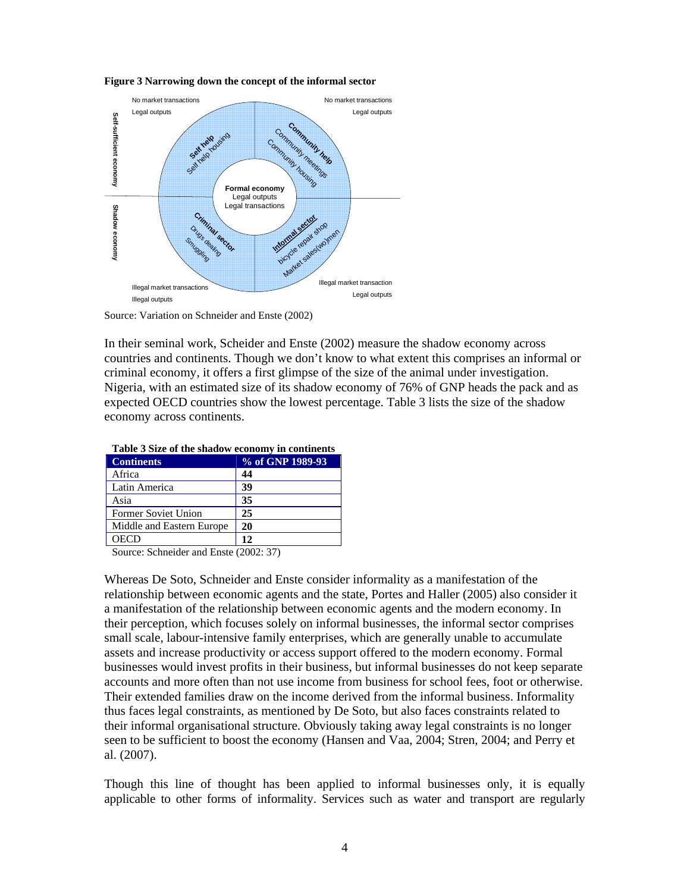**Figure 3 Narrowing down the concept of the informal sector**

Source: Variation on Schneider and Enste (2002)

In their seminal work, Scheider and Enste (2002) measure the shadow economy across countries and continents. Though we don't know to what extent this comprises an informal or criminal economy, it offers a first glimpse of the size of the animal under investigation. Nigeria, with an estimated size of its shadow economy of 76% of GNP heads the pack and as expected OECD countries show the lowest percentage. Table 3 lists the size of the shadow economy across continents.

**Table 3 Size of the shadow economy in continents**

| Continents | % of GNP 1989-93 |
|---|---|
| Africa | **44** |
| Latin America | **39** |
| Asia | **35** |
| Former Soviet Union | **25** |
| Middle and Eastern Europe | **20** |
| OECD | **12** |

Source: Schneider and Enste (2002: 37)

Whereas De Soto, Schneider and Enste consider informality as a manifestation of the relationship between economic agents and the state, Portes and Haller (2005) also consider it a manifestation of the relationship between economic agents and the modern economy. In their perception, which focuses solely on informal businesses, the informal sector comprises small scale, labour-intensive family enterprises, which are generally unable to accumulate assets and increase productivity or access support offered to the modern economy. Formal businesses would invest profits in their business, but informal businesses do not keep separate accounts and more often than not use income from business for school fees, foot or otherwise. Their extended families draw on the income derived from the informal business. Informality thus faces legal constraints, as mentioned by De Soto, but also faces constraints related to their informal organisational structure. Obviously taking away legal constraints is no longer seen to be sufficient to boost the economy (Hansen and Vaa, 2004; Stren, 2004; and Perry et al. (2007).

Though this line of thought has been applied to informal businesses only, it is equally applicable to other forms of informality. Services such as water and transport are regularly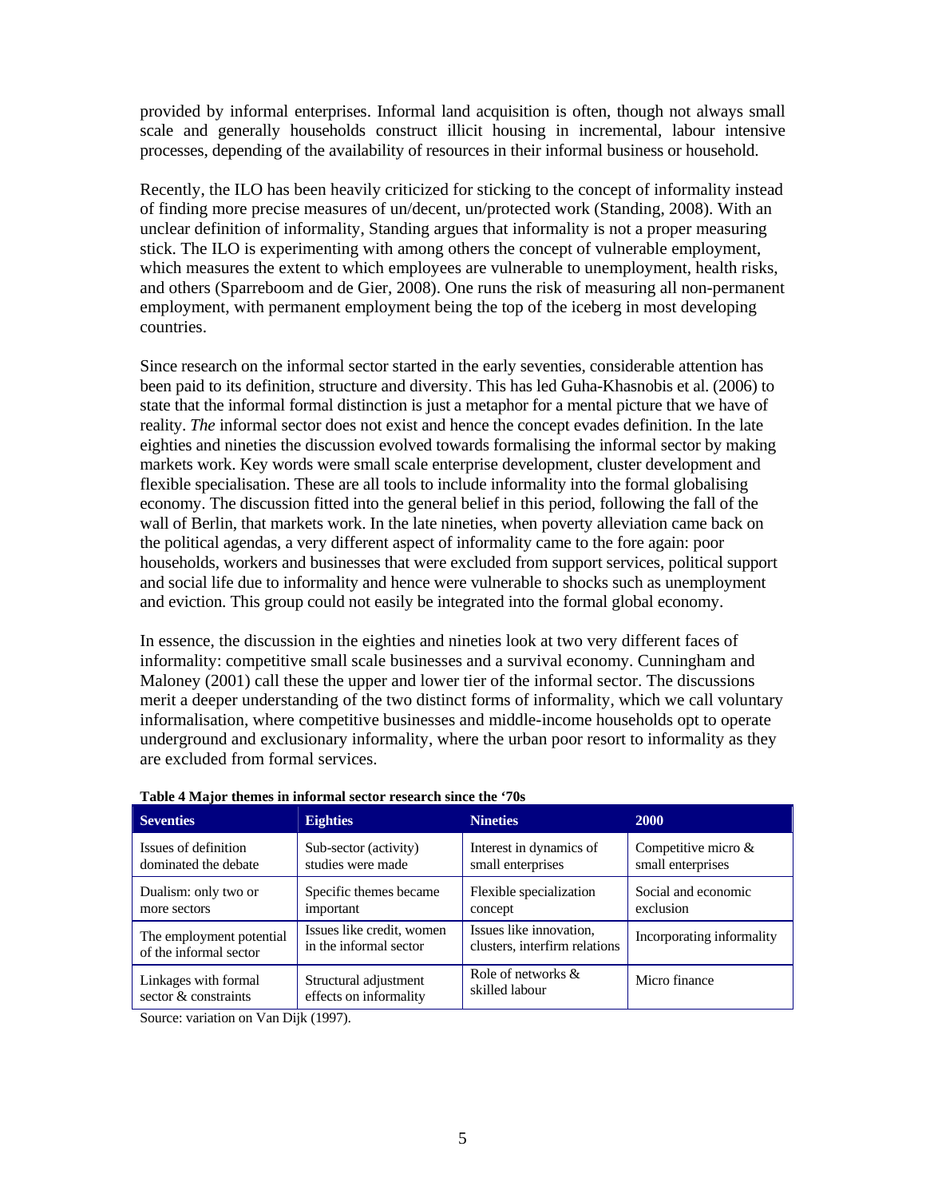provided by informal enterprises. Informal land acquisition is often, though not always small scale and generally households construct illicit housing in incremental, labour intensive processes, depending of the availability of resources in their informal business or household.

Recently, the ILO has been heavily criticized for sticking to the concept of informality instead of finding more precise measures of un/decent, un/protected work (Standing, 2008). With an unclear definition of informality, Standing argues that informality is not a proper measuring stick. The ILO is experimenting with among others the concept of vulnerable employment, which measures the extent to which employees are vulnerable to unemployment, health risks, and others (Sparreboom and de Gier, 2008). One runs the risk of measuring all non-permanent employment, with permanent employment being the top of the iceberg in most developing countries.

Since research on the informal sector started in the early seventies, considerable attention has been paid to its definition, structure and diversity. This has led Guha-Khasnobis et al. (2006) to state that the informal formal distinction is just a metaphor for a mental picture that we have of reality. *The* informal sector does not exist and hence the concept evades definition. In the late eighties and nineties the discussion evolved towards formalising the informal sector by making markets work. Key words were small scale enterprise development, cluster development and flexible specialisation. These are all tools to include informality into the formal globalising economy. The discussion fitted into the general belief in this period, following the fall of the wall of Berlin, that markets work. In the late nineties, when poverty alleviation came back on the political agendas, a very different aspect of informality came to the fore again: poor households, workers and businesses that were excluded from support services, political support and social life due to informality and hence were vulnerable to shocks such as unemployment and eviction. This group could not easily be integrated into the formal global economy.

In essence, the discussion in the eighties and nineties look at two very different faces of informality: competitive small scale businesses and a survival economy. Cunningham and Maloney (2001) call these the upper and lower tier of the informal sector. The discussions merit a deeper understanding of the two distinct forms of informality, which we call voluntary informalisation, where competitive businesses and middle-income households opt to operate underground and exclusionary informality, where the urban poor resort to informality as they are excluded from formal services.

**Table 4 Major themes in informal sector research since the '70s**

| Seventies | Eighties | Nineties | 2000 |
|---|---|---|---|
| Issues of definition dominated the debate | Sub-sector (activity) studies were made | Interest in dynamics of small enterprises | Competitive micro & small enterprises |
| Dualism: only two or more sectors | Specific themes became important | Flexible specialization concept | Social and economic exclusion |
| The employment potential of the informal sector | Issues like credit, women in the informal sector | Issues like innovation, clusters, interfirm relations | Incorporating informality |
| Linkages with formal sector & constraints | Structural adjustment effects on informality | Role of networks & skilled labour | Micro finance |

Source: variation on Van Dijk (1997).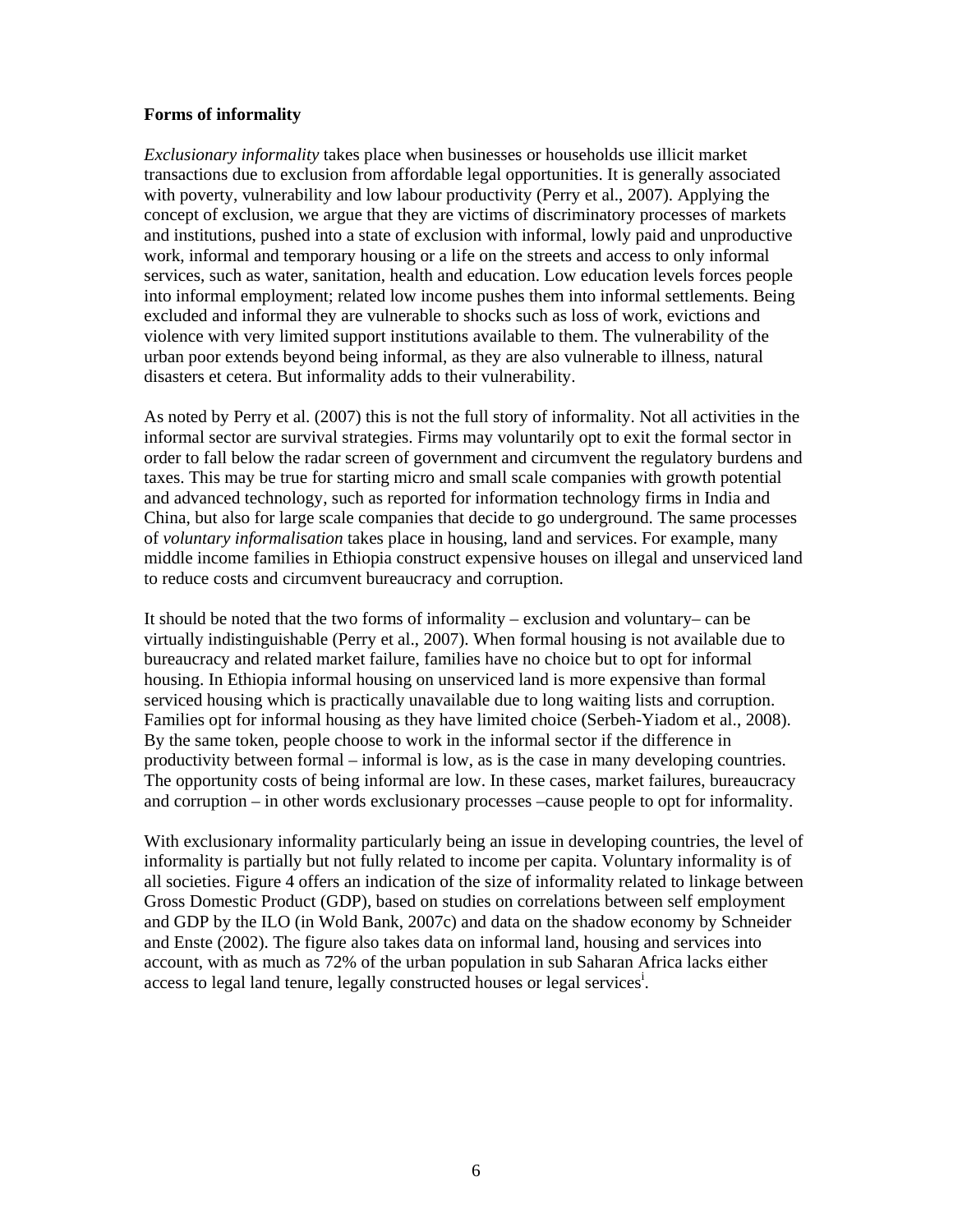**Forms of informality**

*Exclusionary informality* takes place when businesses or households use illicit market transactions due to exclusion from affordable legal opportunities. It is generally associated with poverty, vulnerability and low labour productivity (Perry et al., 2007). Applying the concept of exclusion, we argue that they are victims of discriminatory processes of markets and institutions, pushed into a state of exclusion with informal, lowly paid and unproductive work, informal and temporary housing or a life on the streets and access to only informal services, such as water, sanitation, health and education. Low education levels forces people into informal employment; related low income pushes them into informal settlements. Being excluded and informal they are vulnerable to shocks such as loss of work, evictions and violence with very limited support institutions available to them. The vulnerability of the urban poor extends beyond being informal, as they are also vulnerable to illness, natural disasters et cetera. But informality adds to their vulnerability.

As noted by Perry et al. (2007) this is not the full story of informality. Not all activities in the informal sector are survival strategies. Firms may voluntarily opt to exit the formal sector in order to fall below the radar screen of government and circumvent the regulatory burdens and taxes. This may be true for starting micro and small scale companies with growth potential and advanced technology, such as reported for information technology firms in India and China, but also for large scale companies that decide to go underground. The same processes of *voluntary informalisation* takes place in housing, land and services. For example, many middle income families in Ethiopia construct expensive houses on illegal and unserviced land to reduce costs and circumvent bureaucracy and corruption.

It should be noted that the two forms of informality – exclusion and voluntary– can be virtually indistinguishable (Perry et al., 2007). When formal housing is not available due to bureaucracy and related market failure, families have no choice but to opt for informal housing. In Ethiopia informal housing on unserviced land is more expensive than formal serviced housing which is practically unavailable due to long waiting lists and corruption. Families opt for informal housing as they have limited choice (Serbeh-Yiadom et al., 2008). By the same token, people choose to work in the informal sector if the difference in productivity between formal – informal is low, as is the case in many developing countries. The opportunity costs of being informal are low. In these cases, market failures, bureaucracy and corruption – in other words exclusionary processes –cause people to opt for informality.

With exclusionary informality particularly being an issue in developing countries, the level of informality is partially but not fully related to income per capita. Voluntary informality is of all societies. Figure 4 offers an indication of the size of informality related to linkage between Gross Domestic Product (GDP), based on studies on correlations between self employment and GDP by the ILO (in Wold Bank, 2007c) and data on the shadow economy by Schneider and Enste (2002). The figure also takes data on informal land, housing and services into account, with as much as 72% of the urban population in sub Saharan Africa lacks either access to legal land tenure, legally constructed houses or legal services[i].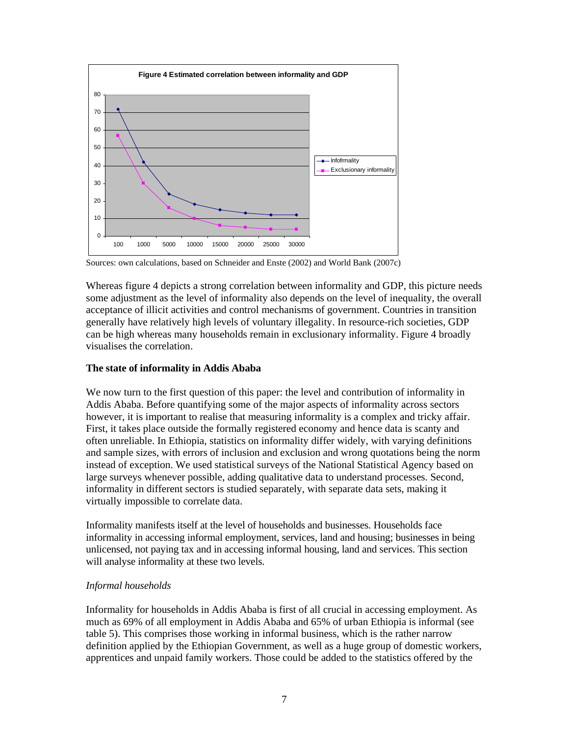**Figure 4 Estimated correlation between informality and GDP**

| GDP | Infofrmality | Exclusionary informality |
|---|---|---|
| 100 | 72 | 57 |
| 1000 | 42 | 30 |
| 5000 | 24 | 16 |
| 10000 | 18 | 10 |
| 15000 | 15 | 6 |
| 20000 | 13 | 5 |
| 25000 | 12 | 4 |
| 30000 | 12 | 4 |

Sources: own calculations, based on Schneider and Enste (2002) and World Bank (2007c)

Whereas figure 4 depicts a strong correlation between informality and GDP, this picture needs some adjustment as the level of informality also depends on the level of inequality, the overall acceptance of illicit activities and control mechanisms of government. Countries in transition generally have relatively high levels of voluntary illegality. In resource-rich societies, GDP can be high whereas many households remain in exclusionary informality. Figure 4 broadly visualises the correlation.

## The state of informality in Addis Ababa

We now turn to the first question of this paper: the level and contribution of informality in Addis Ababa. Before quantifying some of the major aspects of informality across sectors however, it is important to realise that measuring informality is a complex and tricky affair. First, it takes place outside the formally registered economy and hence data is scanty and often unreliable. In Ethiopia, statistics on informality differ widely, with varying definitions and sample sizes, with errors of inclusion and exclusion and wrong quotations being the norm instead of exception. We used statistical surveys of the National Statistical Agency based on large surveys whenever possible, adding qualitative data to understand processes. Second, informality in different sectors is studied separately, with separate data sets, making it virtually impossible to correlate data.

Informality manifests itself at the level of households and businesses. Households face informality in accessing informal employment, services, land and housing; businesses in being unlicensed, not paying tax and in accessing informal housing, land and services. This section will analyse informality at these two levels.

### *Informal households*

Informality for households in Addis Ababa is first of all crucial in accessing employment. As much as 69% of all employment in Addis Ababa and 65% of urban Ethiopia is informal (see table 5). This comprises those working in informal business, which is the rather narrow definition applied by the Ethiopian Government, as well as a huge group of domestic workers, apprentices and unpaid family workers. Those could be added to the statistics offered by the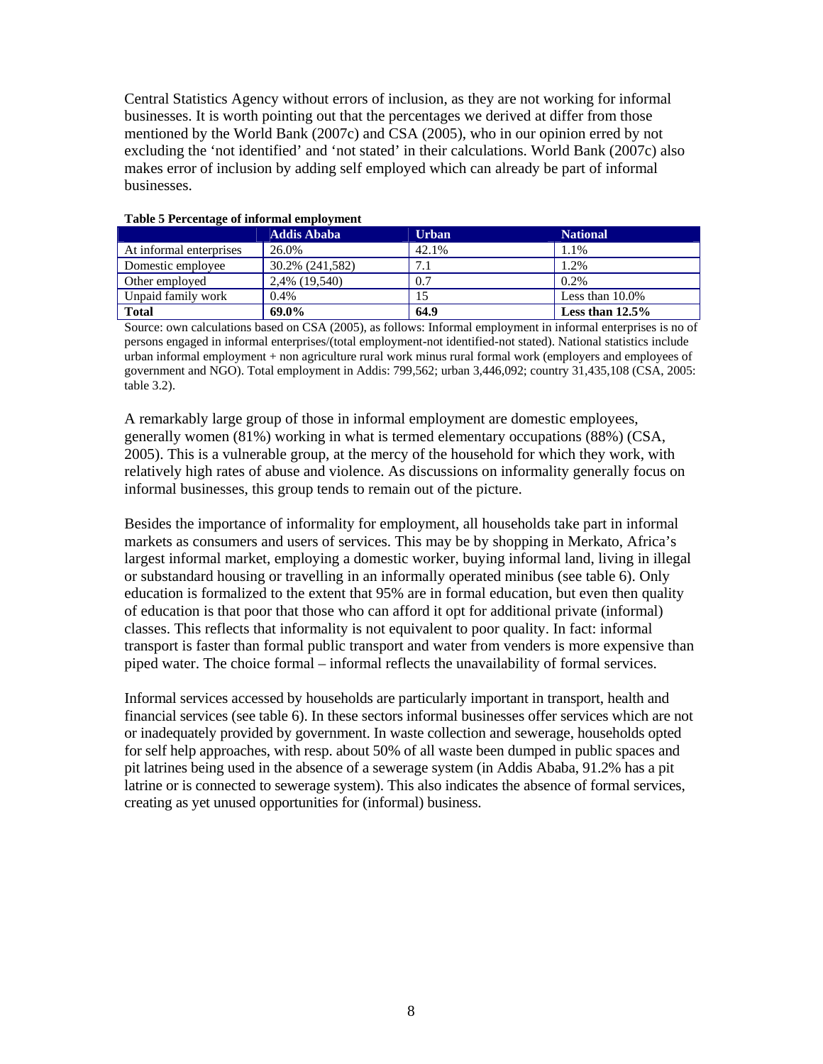Central Statistics Agency without errors of inclusion, as they are not working for informal businesses. It is worth pointing out that the percentages we derived at differ from those mentioned by the World Bank (2007c) and CSA (2005), who in our opinion erred by not excluding the 'not identified' and 'not stated' in their calculations. World Bank (2007c) also makes error of inclusion by adding self employed which can already be part of informal businesses.

**Table 5 Percentage of informal employment**

| | Addis Ababa | Urban | National |
|---|---|---|---|
| At informal enterprises | 26.0% | 42.1% | 1.1% |
| Domestic employee | 30.2% (241,582) | 7.1 | 1.2% |
| Other employed | 2,4% (19,540) | 0.7 | 0.2% |
| Unpaid family work | 0.4% | 15 | Less than 10.0% |
| **Total** | **69.0%** | **64.9** | **Less than 12.5%** |

Source: own calculations based on CSA (2005), as follows: Informal employment in informal enterprises is no of persons engaged in informal enterprises/(total employment-not identified-not stated). National statistics include urban informal employment + non agriculture rural work minus rural formal work (employers and employees of government and NGO). Total employment in Addis: 799,562; urban 3,446,092; country 31,435,108 (CSA, 2005: table 3.2).

A remarkably large group of those in informal employment are domestic employees, generally women (81%) working in what is termed elementary occupations (88%) (CSA, 2005). This is a vulnerable group, at the mercy of the household for which they work, with relatively high rates of abuse and violence. As discussions on informality generally focus on informal businesses, this group tends to remain out of the picture.

Besides the importance of informality for employment, all households take part in informal markets as consumers and users of services. This may be by shopping in Merkato, Africa's largest informal market, employing a domestic worker, buying informal land, living in illegal or substandard housing or travelling in an informally operated minibus (see table 6). Only education is formalized to the extent that 95% are in formal education, but even then quality of education is that poor that those who can afford it opt for additional private (informal) classes. This reflects that informality is not equivalent to poor quality. In fact: informal transport is faster than formal public transport and water from venders is more expensive than piped water. The choice formal – informal reflects the unavailability of formal services.

Informal services accessed by households are particularly important in transport, health and financial services (see table 6). In these sectors informal businesses offer services which are not or inadequately provided by government. In waste collection and sewerage, households opted for self help approaches, with resp. about 50% of all waste been dumped in public spaces and pit latrines being used in the absence of a sewerage system (in Addis Ababa, 91.2% has a pit latrine or is connected to sewerage system). This also indicates the absence of formal services, creating as yet unused opportunities for (informal) business.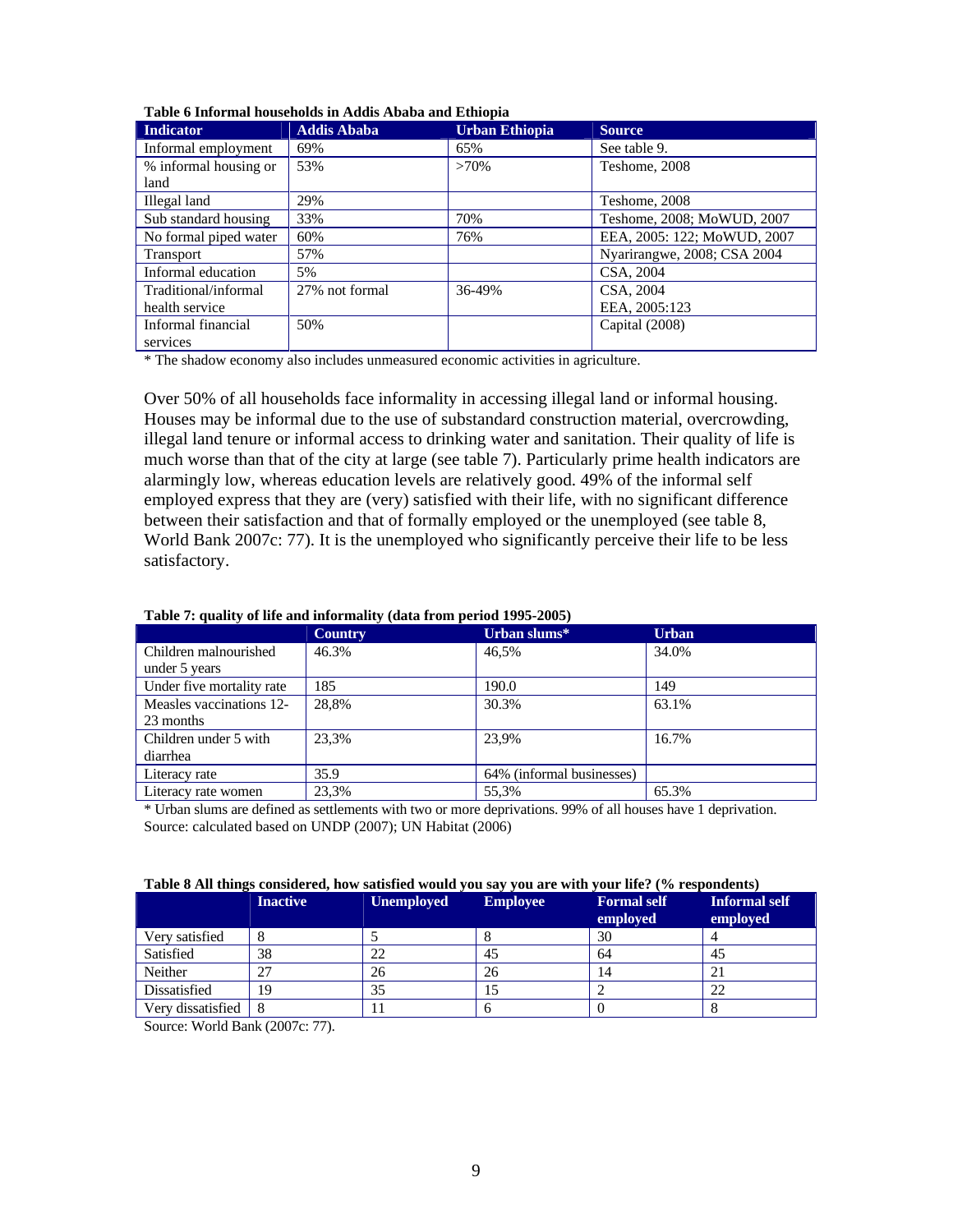**Table 6 Informal households in Addis Ababa and Ethiopia**

| Indicator | Addis Ababa | Urban Ethiopia | Source |
|---|---|---|---|
| Informal employment | 69% | 65% | See table 9. |
| % informal housing or land | 53% | >70% | Teshome, 2008 |
| Illegal land | 29% | | Teshome, 2008 |
| Sub standard housing | 33% | 70% | Teshome, 2008; MoWUD, 2007 |
| No formal piped water | 60% | 76% | EEA, 2005: 122; MoWUD, 2007 |
| Transport | 57% | | Nyarirangwe, 2008; CSA 2004 |
| Informal education | 5% | | CSA, 2004 |
| Traditional/informal health service | 27% not formal | 36-49% | CSA, 2004<br>EEA, 2005:123 |
| Informal financial services | 50% | | Capital (2008) |

* The shadow economy also includes unmeasured economic activities in agriculture.

Over 50% of all households face informality in accessing illegal land or informal housing. Houses may be informal due to the use of substandard construction material, overcrowding, illegal land tenure or informal access to drinking water and sanitation. Their quality of life is much worse than that of the city at large (see table 7). Particularly prime health indicators are alarmingly low, whereas education levels are relatively good. 49% of the informal self employed express that they are (very) satisfied with their life, with no significant difference between their satisfaction and that of formally employed or the unemployed (see table 8, World Bank 2007c: 77). It is the unemployed who significantly perceive their life to be less satisfactory.

**Table 7: quality of life and informality (data from period 1995-2005)**

| | Country | Urban slums* | Urban |
|---|---|---|---|
| Children malnourished under 5 years | 46.3% | 46,5% | 34.0% |
| Under five mortality rate | 185 | 190.0 | 149 |
| Measles vaccinations 12-23 months | 28,8% | 30.3% | 63.1% |
| Children under 5 with diarrhea | 23,3% | 23,9% | 16.7% |
| Literacy rate | 35.9 | 64% (informal businesses) | |
| Literacy rate women | 23,3% | 55,3% | 65.3% |

* Urban slums are defined as settlements with two or more deprivations. 99% of all houses have 1 deprivation.
Source: calculated based on UNDP (2007); UN Habitat (2006)

**Table 8 All things considered, how satisfied would you say you are with your life? (% respondents)**

| | Inactive | Unemployed | Employee | Formal self employed | Informal self employed |
|---|---|---|---|---|---|
| Very satisfied | 8 | 5 | 8 | 30 | 4 |
| Satisfied | 38 | 22 | 45 | 64 | 45 |
| Neither | 27 | 26 | 26 | 14 | 21 |
| Dissatisfied | 19 | 35 | 15 | 2 | 22 |
| Very dissatisfied | 8 | 11 | 6 | 0 | 8 |

Source: World Bank (2007c: 77).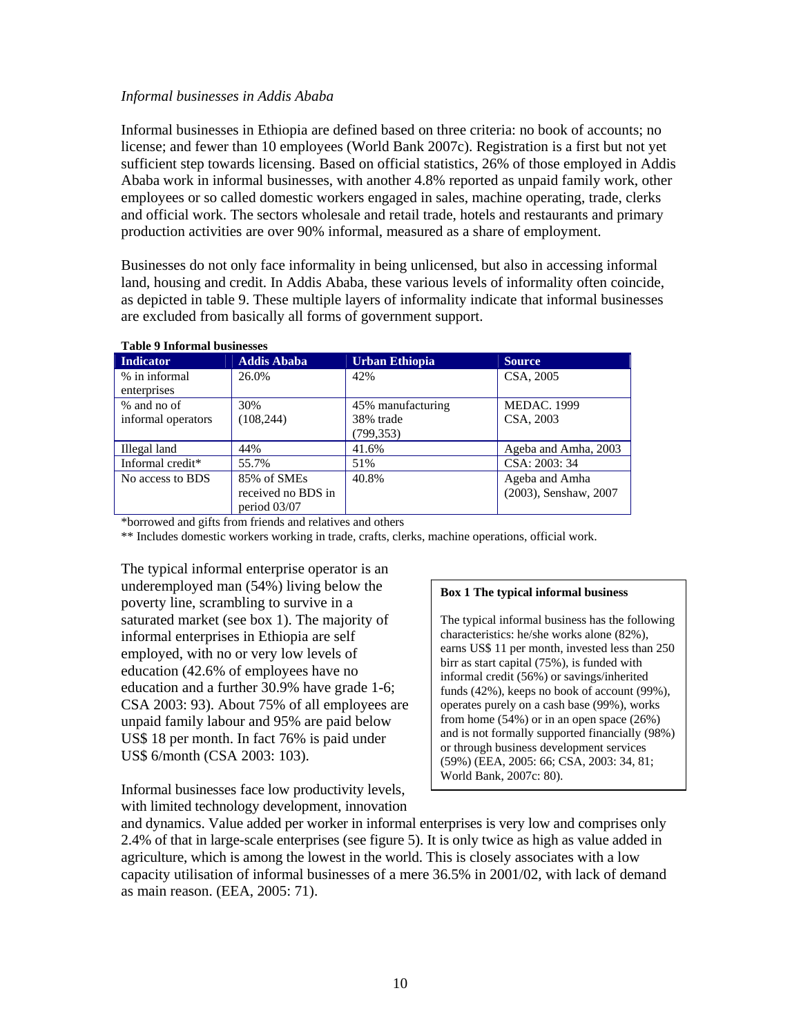*Informal businesses in Addis Ababa*

Informal businesses in Ethiopia are defined based on three criteria: no book of accounts; no license; and fewer than 10 employees (World Bank 2007c). Registration is a first but not yet sufficient step towards licensing. Based on official statistics, 26% of those employed in Addis Ababa work in informal businesses, with another 4.8% reported as unpaid family work, other employees or so called domestic workers engaged in sales, machine operating, trade, clerks and official work. The sectors wholesale and retail trade, hotels and restaurants and primary production activities are over 90% informal, measured as a share of employment.

Businesses do not only face informality in being unlicensed, but also in accessing informal land, housing and credit. In Addis Ababa, these various levels of informality often coincide, as depicted in table 9. These multiple layers of informality indicate that informal businesses are excluded from basically all forms of government support.

**Table 9 Informal businesses**

| Indicator | Addis Ababa | Urban Ethiopia | Source |
|---|---|---|---|
| % in informal enterprises | 26.0% | 42% | CSA, 2005 |
| % and no of informal operators | 30% (108,244) | 45% manufacturing 38% trade (799,353) | MEDAC. 1999 CSA, 2003 |
| Illegal land | 44% | 41.6% | Ageba and Amha, 2003 |
| Informal credit* | 55.7% | 51% | CSA: 2003: 34 |
| No access to BDS | 85% of SMEs received no BDS in period 03/07 | 40.8% | Ageba and Amha (2003), Senshaw, 2007 |

*borrowed and gifts from friends and relatives and others

** Includes domestic workers working in trade, crafts, clerks, machine operations, official work.

The typical informal enterprise operator is an underemployed man (54%) living below the poverty line, scrambling to survive in a saturated market (see box 1). The majority of informal enterprises in Ethiopia are self employed, with no or very low levels of education (42.6% of employees have no education and a further 30.9% have grade 1-6; CSA 2003: 93). About 75% of all employees are unpaid family labour and 95% are paid below US$ 18 per month. In fact 76% is paid under US$ 6/month (CSA 2003: 103).

> **Box 1 The typical informal business**
>
> The typical informal business has the following characteristics: he/she works alone (82%), earns US$ 11 per month, invested less than 250 birr as start capital (75%), is funded with informal credit (56%) or savings/inherited funds (42%), keeps no book of account (99%), operates purely on a cash base (99%), works from home (54%) or in an open space (26%) and is not formally supported financially (98%) or through business development services (59%) (EEA, 2005: 66; CSA, 2003: 34, 81; World Bank, 2007c: 80).

Informal businesses face low productivity levels, with limited technology development, innovation and dynamics. Value added per worker in informal enterprises is very low and comprises only 2.4% of that in large-scale enterprises (see figure 5). It is only twice as high as value added in agriculture, which is among the lowest in the world. This is closely associates with a low capacity utilisation of informal businesses of a mere 36.5% in 2001/02, with lack of demand as main reason. (EEA, 2005: 71).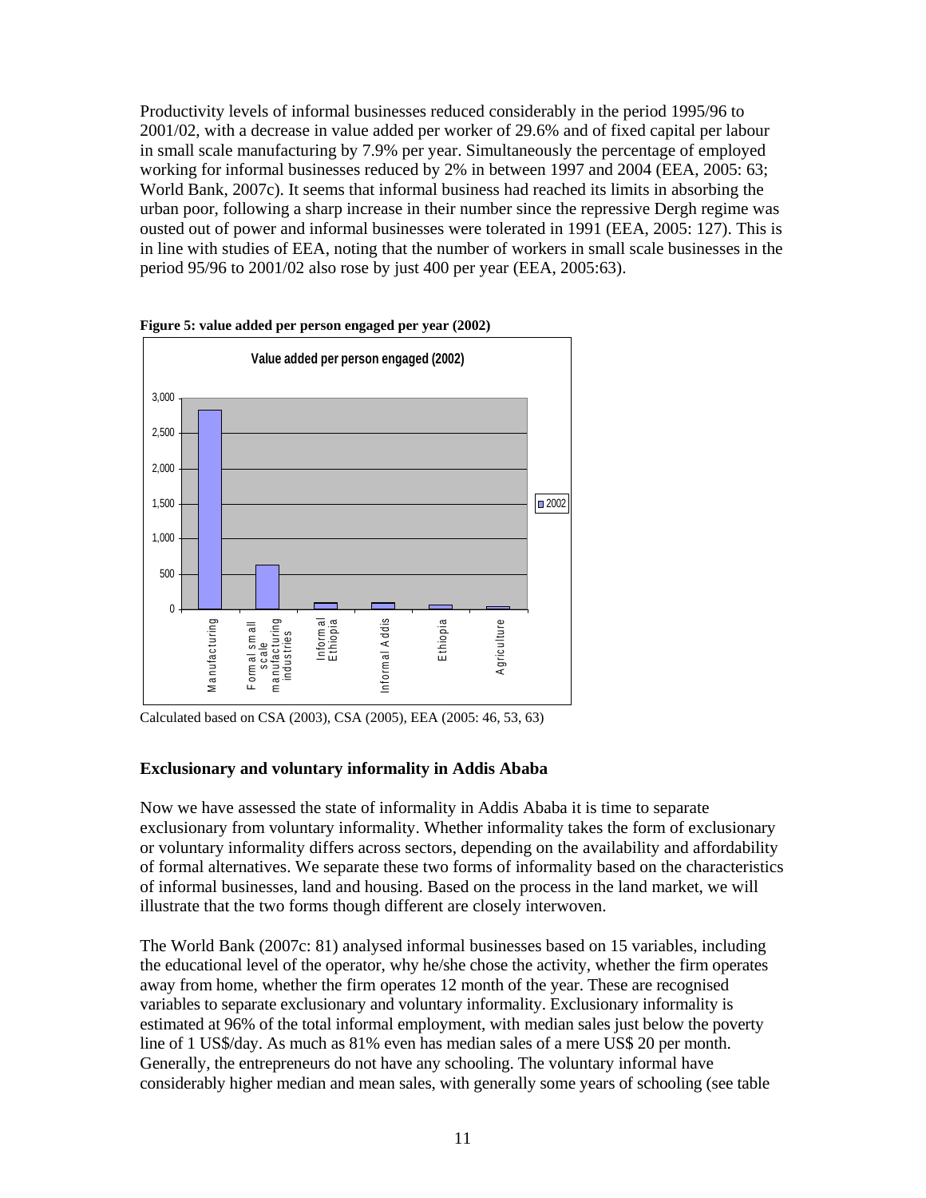Productivity levels of informal businesses reduced considerably in the period 1995/96 to 2001/02, with a decrease in value added per worker of 29.6% and of fixed capital per labour in small scale manufacturing by 7.9% per year. Simultaneously the percentage of employed working for informal businesses reduced by 2% in between 1997 and 2004 (EEA, 2005: 63; World Bank, 2007c). It seems that informal business had reached its limits in absorbing the urban poor, following a sharp increase in their number since the repressive Dergh regime was ousted out of power and informal businesses were tolerated in 1991 (EEA, 2005: 127). This is in line with studies of EEA, noting that the number of workers in small scale businesses in the period 95/96 to 2001/02 also rose by just 400 per year (EEA, 2005:63).

**Figure 5: value added per person engaged per year (2002)**

Value added per person engaged (2002)

Calculated based on CSA (2003), CSA (2005), EEA (2005: 46, 53, 63)

### Exclusionary and voluntary informality in Addis Ababa

Now we have assessed the state of informality in Addis Ababa it is time to separate exclusionary from voluntary informality. Whether informality takes the form of exclusionary or voluntary informality differs across sectors, depending on the availability and affordability of formal alternatives. We separate these two forms of informality based on the characteristics of informal businesses, land and housing. Based on the process in the land market, we will illustrate that the two forms though different are closely interwoven.

The World Bank (2007c: 81) analysed informal businesses based on 15 variables, including the educational level of the operator, why he/she chose the activity, whether the firm operates away from home, whether the firm operates 12 month of the year. These are recognised variables to separate exclusionary and voluntary informality. Exclusionary informality is estimated at 96% of the total informal employment, with median sales just below the poverty line of 1 US$/day. As much as 81% even has median sales of a mere US$ 20 per month. Generally, the entrepreneurs do not have any schooling. The voluntary informal have considerably higher median and mean sales, with generally some years of schooling (see table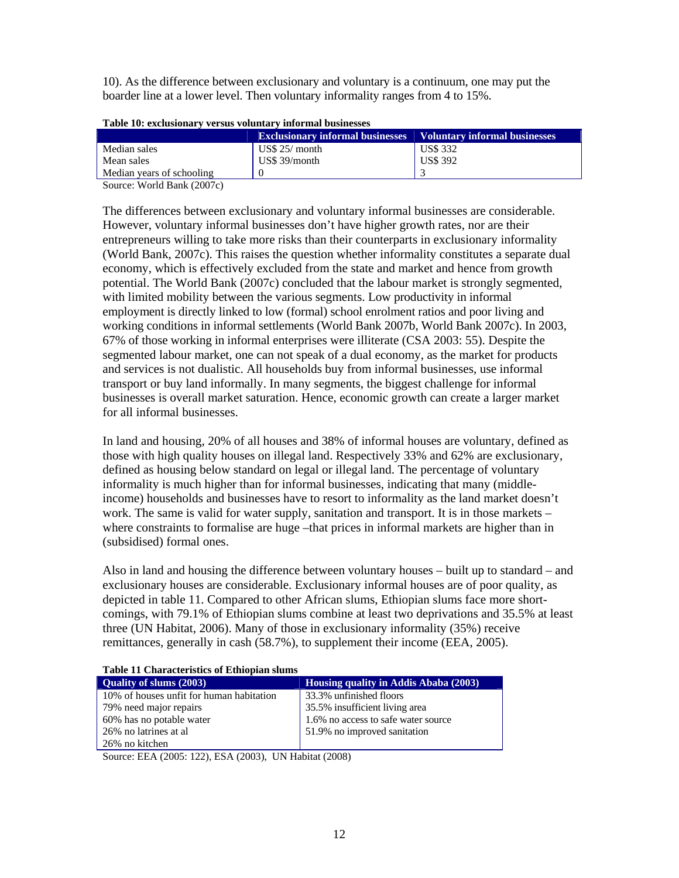10). As the difference between exclusionary and voluntary is a continuum, one may put the boarder line at a lower level. Then voluntary informality ranges from 4 to 15%.

**Table 10: exclusionary versus voluntary informal businesses**

| | Exclusionary informal businesses | Voluntary informal businesses |
|---|---|---|
| Median sales | US$ 25/ month | US$ 332 |
| Mean sales | US$ 39/month | US$ 392 |
| Median years of schooling | 0 | 3 |

Source: World Bank (2007c)

The differences between exclusionary and voluntary informal businesses are considerable. However, voluntary informal businesses don't have higher growth rates, nor are their entrepreneurs willing to take more risks than their counterparts in exclusionary informality (World Bank, 2007c). This raises the question whether informality constitutes a separate dual economy, which is effectively excluded from the state and market and hence from growth potential. The World Bank (2007c) concluded that the labour market is strongly segmented, with limited mobility between the various segments. Low productivity in informal employment is directly linked to low (formal) school enrolment ratios and poor living and working conditions in informal settlements (World Bank 2007b, World Bank 2007c). In 2003, 67% of those working in informal enterprises were illiterate (CSA 2003: 55). Despite the segmented labour market, one can not speak of a dual economy, as the market for products and services is not dualistic. All households buy from informal businesses, use informal transport or buy land informally. In many segments, the biggest challenge for informal businesses is overall market saturation. Hence, economic growth can create a larger market for all informal businesses.

In land and housing, 20% of all houses and 38% of informal houses are voluntary, defined as those with high quality houses on illegal land. Respectively 33% and 62% are exclusionary, defined as housing below standard on legal or illegal land. The percentage of voluntary informality is much higher than for informal businesses, indicating that many (middle-income) households and businesses have to resort to informality as the land market doesn't work. The same is valid for water supply, sanitation and transport. It is in those markets – where constraints to formalise are huge –that prices in informal markets are higher than in (subsidised) formal ones.

Also in land and housing the difference between voluntary houses – built up to standard – and exclusionary houses are considerable. Exclusionary informal houses are of poor quality, as depicted in table 11. Compared to other African slums, Ethiopian slums face more short-comings, with 79.1% of Ethiopian slums combine at least two deprivations and 35.5% at least three (UN Habitat, 2006). Many of those in exclusionary informality (35%) receive remittances, generally in cash (58.7%), to supplement their income (EEA, 2005).

**Table 11 Characteristics of Ethiopian slums**

| Quality of slums (2003) | Housing quality in Addis Ababa (2003) |
|---|---|
| 10% of houses unfit for human habitation | 33.3% unfinished floors |
| 79% need major repairs | 35.5% insufficient living area |
| 60% has no potable water | 1.6% no access to safe water source |
| 26% no latrines at al | 51.9% no improved sanitation |
| 26% no kitchen | |

Source: EEA (2005: 122), ESA (2003), UN Habitat (2008)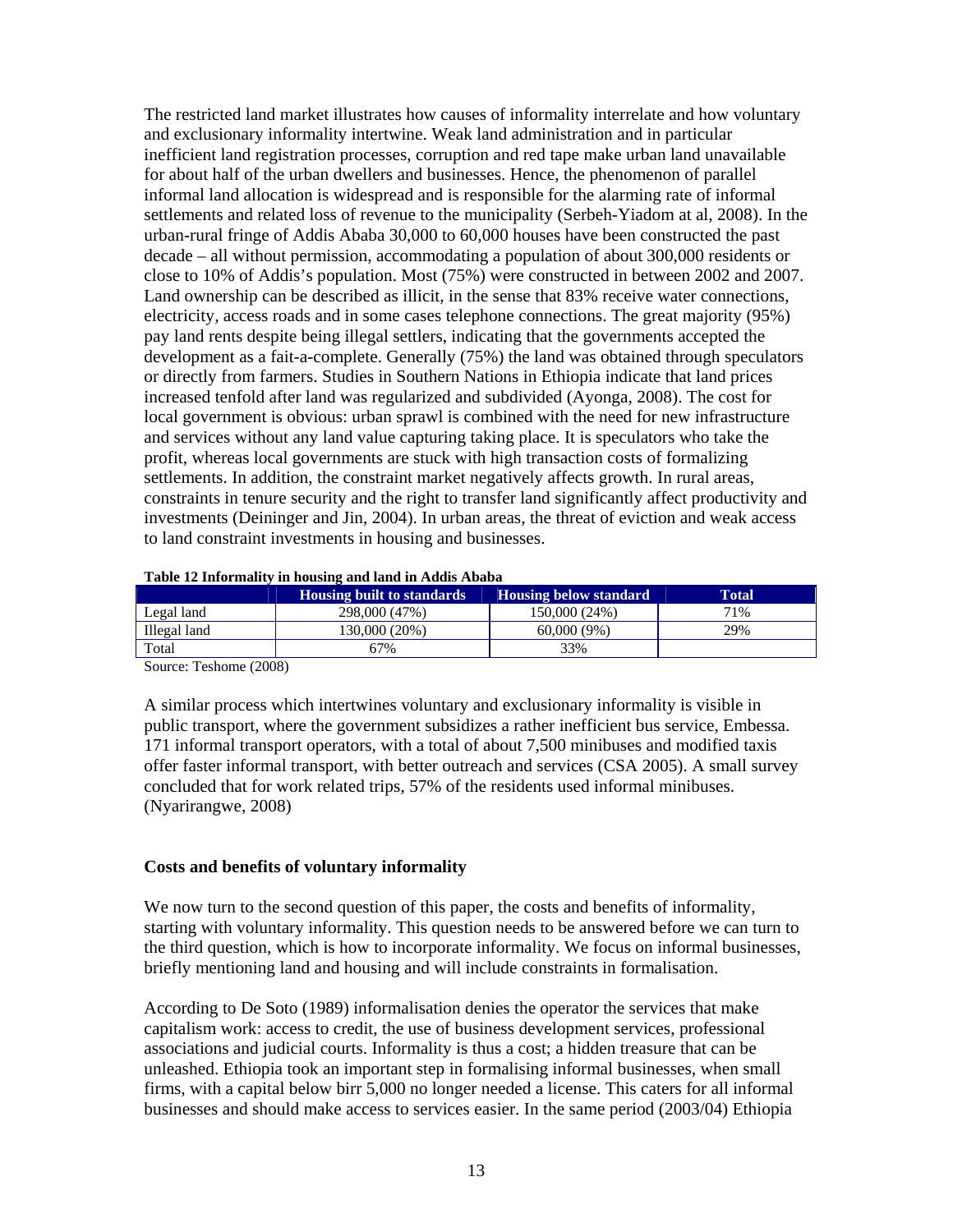The restricted land market illustrates how causes of informality interrelate and how voluntary and exclusionary informality intertwine. Weak land administration and in particular inefficient land registration processes, corruption and red tape make urban land unavailable for about half of the urban dwellers and businesses. Hence, the phenomenon of parallel informal land allocation is widespread and is responsible for the alarming rate of informal settlements and related loss of revenue to the municipality (Serbeh-Yiadom at al, 2008). In the urban-rural fringe of Addis Ababa 30,000 to 60,000 houses have been constructed the past decade – all without permission, accommodating a population of about 300,000 residents or close to 10% of Addis's population. Most (75%) were constructed in between 2002 and 2007. Land ownership can be described as illicit, in the sense that 83% receive water connections, electricity, access roads and in some cases telephone connections. The great majority (95%) pay land rents despite being illegal settlers, indicating that the governments accepted the development as a fait-a-complete. Generally (75%) the land was obtained through speculators or directly from farmers. Studies in Southern Nations in Ethiopia indicate that land prices increased tenfold after land was regularized and subdivided (Ayonga, 2008). The cost for local government is obvious: urban sprawl is combined with the need for new infrastructure and services without any land value capturing taking place. It is speculators who take the profit, whereas local governments are stuck with high transaction costs of formalizing settlements. In addition, the constraint market negatively affects growth. In rural areas, constraints in tenure security and the right to transfer land significantly affect productivity and investments (Deininger and Jin, 2004). In urban areas, the threat of eviction and weak access to land constraint investments in housing and businesses.

**Table 12 Informality in housing and land in Addis Ababa**

| | Housing built to standards | Housing below standard | Total |
|---|---|---|---|
| Legal land | 298,000 (47%) | 150,000 (24%) | 71% |
| Illegal land | 130,000 (20%) | 60,000 (9%) | 29% |
| Total | 67% | 33% | |

Source: Teshome (2008)

A similar process which intertwines voluntary and exclusionary informality is visible in public transport, where the government subsidizes a rather inefficient bus service, Embessa. 171 informal transport operators, with a total of about 7,500 minibuses and modified taxis offer faster informal transport, with better outreach and services (CSA 2005). A small survey concluded that for work related trips, 57% of the residents used informal minibuses. (Nyarirangwe, 2008)

### Costs and benefits of voluntary informality

We now turn to the second question of this paper, the costs and benefits of informality, starting with voluntary informality. This question needs to be answered before we can turn to the third question, which is how to incorporate informality. We focus on informal businesses, briefly mentioning land and housing and will include constraints in formalisation.

According to De Soto (1989) informalisation denies the operator the services that make capitalism work: access to credit, the use of business development services, professional associations and judicial courts. Informality is thus a cost; a hidden treasure that can be unleashed. Ethiopia took an important step in formalising informal businesses, when small firms, with a capital below birr 5,000 no longer needed a license. This caters for all informal businesses and should make access to services easier. In the same period (2003/04) Ethiopia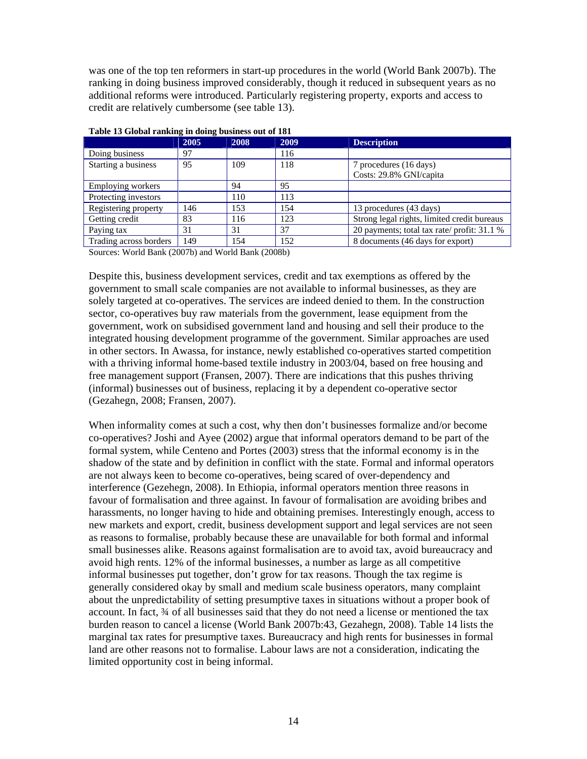was one of the top ten reformers in start-up procedures in the world (World Bank 2007b). The ranking in doing business improved considerably, though it reduced in subsequent years as no additional reforms were introduced. Particularly registering property, exports and access to credit are relatively cumbersome (see table 13).

**Table 13 Global ranking in doing business out of 181**

| | 2005 | 2008 | 2009 | Description |
|---|---|---|---|---|
| Doing business | 97 | | 116 | |
| Starting a business | 95 | 109 | 118 | 7 procedures (16 days) Costs: 29.8% GNI/capita |
| Employing workers | | 94 | 95 | |
| Protecting investors | | 110 | 113 | |
| Registering property | 146 | 153 | 154 | 13 procedures (43 days) |
| Getting credit | 83 | 116 | 123 | Strong legal rights, limited credit bureaus |
| Paying tax | 31 | 31 | 37 | 20 payments; total tax rate/ profit: 31.1 % |
| Trading across borders | 149 | 154 | 152 | 8 documents (46 days for export) |

Sources: World Bank (2007b) and World Bank (2008b)

Despite this, business development services, credit and tax exemptions as offered by the government to small scale companies are not available to informal businesses, as they are solely targeted at co-operatives. The services are indeed denied to them. In the construction sector, co-operatives buy raw materials from the government, lease equipment from the government, work on subsidised government land and housing and sell their produce to the integrated housing development programme of the government. Similar approaches are used in other sectors. In Awassa, for instance, newly established co-operatives started competition with a thriving informal home-based textile industry in 2003/04, based on free housing and free management support (Fransen, 2007). There are indications that this pushes thriving (informal) businesses out of business, replacing it by a dependent co-operative sector (Gezahegn, 2008; Fransen, 2007).

When informality comes at such a cost, why then don't businesses formalize and/or become co-operatives? Joshi and Ayee (2002) argue that informal operators demand to be part of the formal system, while Centeno and Portes (2003) stress that the informal economy is in the shadow of the state and by definition in conflict with the state. Formal and informal operators are not always keen to become co-operatives, being scared of over-dependency and interference (Gezehegn, 2008). In Ethiopia, informal operators mention three reasons in favour of formalisation and three against. In favour of formalisation are avoiding bribes and harassments, no longer having to hide and obtaining premises. Interestingly enough, access to new markets and export, credit, business development support and legal services are not seen as reasons to formalise, probably because these are unavailable for both formal and informal small businesses alike. Reasons against formalisation are to avoid tax, avoid bureaucracy and avoid high rents. 12% of the informal businesses, a number as large as all competitive informal businesses put together, don't grow for tax reasons. Though the tax regime is generally considered okay by small and medium scale business operators, many complaint about the unpredictability of setting presumptive taxes in situations without a proper book of account. In fact, ¾ of all businesses said that they do not need a license or mentioned the tax burden reason to cancel a license (World Bank 2007b:43, Gezahegn, 2008). Table 14 lists the marginal tax rates for presumptive taxes. Bureaucracy and high rents for businesses in formal land are other reasons not to formalise. Labour laws are not a consideration, indicating the limited opportunity cost in being informal.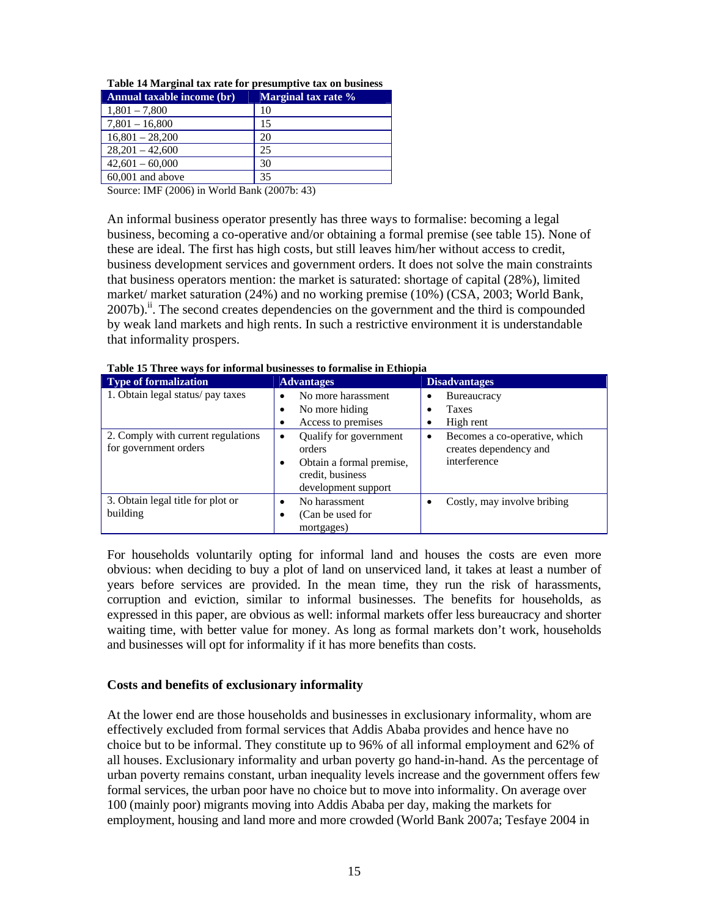**Table 14 Marginal tax rate for presumptive tax on business**

| Annual taxable income (br) | Marginal tax rate % |
|---|---|
| 1,801 – 7,800 | 10 |
| 7,801 – 16,800 | 15 |
| 16,801 – 28,200 | 20 |
| 28,201 – 42,600 | 25 |
| 42,601 – 60,000 | 30 |
| 60,001 and above | 35 |

Source: IMF (2006) in World Bank (2007b: 43)

An informal business operator presently has three ways to formalise: becoming a legal business, becoming a co-operative and/or obtaining a formal premise (see table 15). None of these are ideal. The first has high costs, but still leaves him/her without access to credit, business development services and government orders. It does not solve the main constraints that business operators mention: the market is saturated: shortage of capital (28%), limited market/ market saturation (24%) and no working premise (10%) (CSA, 2003; World Bank, 2007b).[ii]. The second creates dependencies on the government and the third is compounded by weak land markets and high rents. In such a restrictive environment it is understandable that informality prospers.

**Table 15 Three ways for informal businesses to formalise in Ethiopia**

| Type of formalization | Advantages | Disadvantages |
|---|---|---|
| 1. Obtain legal status/ pay taxes | • No more harassment<br>• No more hiding<br>• Access to premises | • Bureaucracy<br>• Taxes<br>• High rent |
| 2. Comply with current regulations for government orders | • Qualify for government orders<br>• Obtain a formal premise, credit, business development support | • Becomes a co-operative, which creates dependency and interference |
| 3. Obtain legal title for plot or building | • No harassment<br>• (Can be used for mortgages) | • Costly, may involve bribing |

For households voluntarily opting for informal land and houses the costs are even more obvious: when deciding to buy a plot of land on unserviced land, it takes at least a number of years before services are provided. In the mean time, they run the risk of harassments, corruption and eviction, similar to informal businesses. The benefits for households, as expressed in this paper, are obvious as well: informal markets offer less bureaucracy and shorter waiting time, with better value for money. As long as formal markets don't work, households and businesses will opt for informality if it has more benefits than costs.

### Costs and benefits of exclusionary informality

At the lower end are those households and businesses in exclusionary informality, whom are effectively excluded from formal services that Addis Ababa provides and hence have no choice but to be informal. They constitute up to 96% of all informal employment and 62% of all houses. Exclusionary informality and urban poverty go hand-in-hand. As the percentage of urban poverty remains constant, urban inequality levels increase and the government offers few formal services, the urban poor have no choice but to move into informality. On average over 100 (mainly poor) migrants moving into Addis Ababa per day, making the markets for employment, housing and land more and more crowded (World Bank 2007a; Tesfaye 2004 in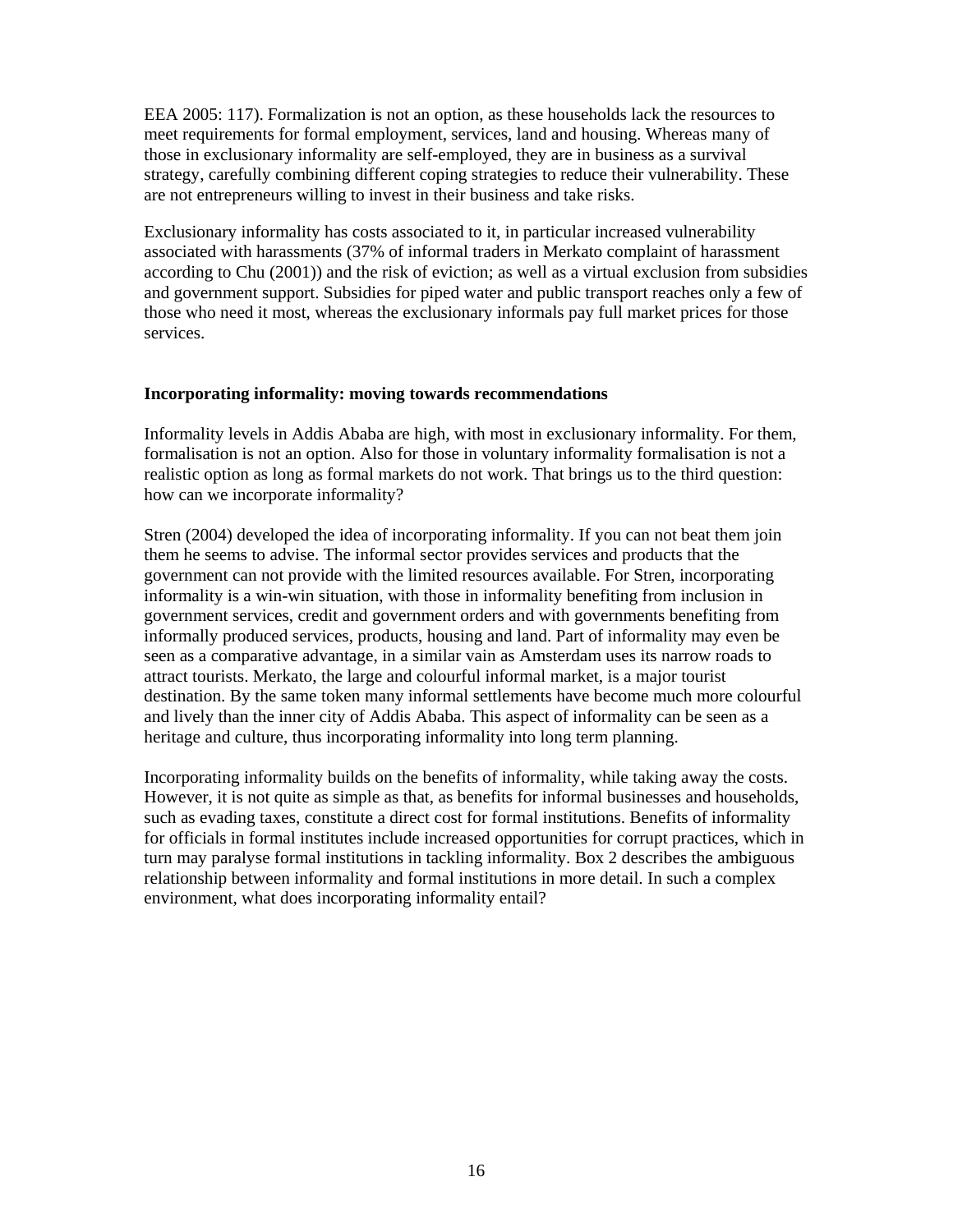EEA 2005: 117). Formalization is not an option, as these households lack the resources to meet requirements for formal employment, services, land and housing. Whereas many of those in exclusionary informality are self-employed, they are in business as a survival strategy, carefully combining different coping strategies to reduce their vulnerability. These are not entrepreneurs willing to invest in their business and take risks.

Exclusionary informality has costs associated to it, in particular increased vulnerability associated with harassments (37% of informal traders in Merkato complaint of harassment according to Chu (2001)) and the risk of eviction; as well as a virtual exclusion from subsidies and government support. Subsidies for piped water and public transport reaches only a few of those who need it most, whereas the exclusionary informals pay full market prices for those services.

**Incorporating informality: moving towards recommendations**

Informality levels in Addis Ababa are high, with most in exclusionary informality. For them, formalisation is not an option. Also for those in voluntary informality formalisation is not a realistic option as long as formal markets do not work. That brings us to the third question: how can we incorporate informality?

Stren (2004) developed the idea of incorporating informality. If you can not beat them join them he seems to advise. The informal sector provides services and products that the government can not provide with the limited resources available. For Stren, incorporating informality is a win-win situation, with those in informality benefiting from inclusion in government services, credit and government orders and with governments benefiting from informally produced services, products, housing and land. Part of informality may even be seen as a comparative advantage, in a similar vain as Amsterdam uses its narrow roads to attract tourists. Merkato, the large and colourful informal market, is a major tourist destination. By the same token many informal settlements have become much more colourful and lively than the inner city of Addis Ababa. This aspect of informality can be seen as a heritage and culture, thus incorporating informality into long term planning.

Incorporating informality builds on the benefits of informality, while taking away the costs. However, it is not quite as simple as that, as benefits for informal businesses and households, such as evading taxes, constitute a direct cost for formal institutions. Benefits of informality for officials in formal institutes include increased opportunities for corrupt practices, which in turn may paralyse formal institutions in tackling informality. Box 2 describes the ambiguous relationship between informality and formal institutions in more detail. In such a complex environment, what does incorporating informality entail?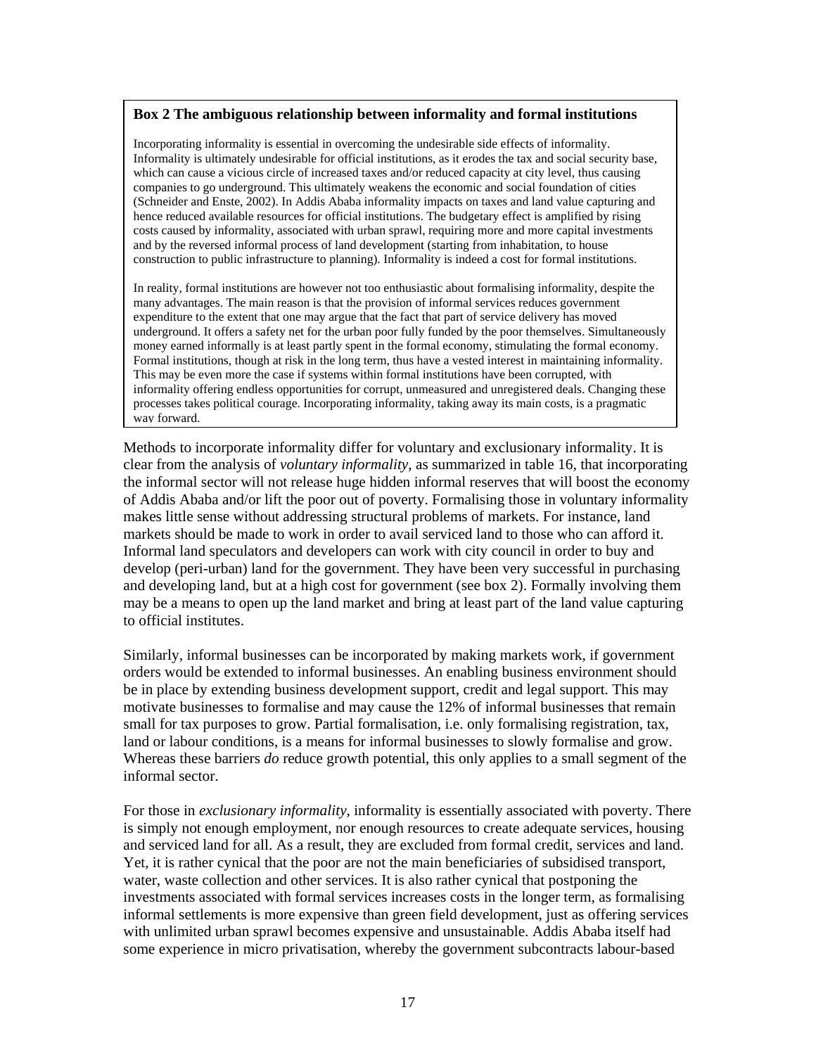**Box 2 The ambiguous relationship between informality and formal institutions**

Incorporating informality is essential in overcoming the undesirable side effects of informality. Informality is ultimately undesirable for official institutions, as it erodes the tax and social security base, which can cause a vicious circle of increased taxes and/or reduced capacity at city level, thus causing companies to go underground. This ultimately weakens the economic and social foundation of cities (Schneider and Enste, 2002). In Addis Ababa informality impacts on taxes and land value capturing and hence reduced available resources for official institutions. The budgetary effect is amplified by rising costs caused by informality, associated with urban sprawl, requiring more and more capital investments and by the reversed informal process of land development (starting from inhabitation, to house construction to public infrastructure to planning). Informality is indeed a cost for formal institutions.

In reality, formal institutions are however not too enthusiastic about formalising informality, despite the many advantages. The main reason is that the provision of informal services reduces government expenditure to the extent that one may argue that the fact that part of service delivery has moved underground. It offers a safety net for the urban poor fully funded by the poor themselves. Simultaneously money earned informally is at least partly spent in the formal economy, stimulating the formal economy. Formal institutions, though at risk in the long term, thus have a vested interest in maintaining informality. This may be even more the case if systems within formal institutions have been corrupted, with informality offering endless opportunities for corrupt, unmeasured and unregistered deals. Changing these processes takes political courage. Incorporating informality, taking away its main costs, is a pragmatic way forward.

Methods to incorporate informality differ for voluntary and exclusionary informality. It is clear from the analysis of *voluntary informality*, as summarized in table 16, that incorporating the informal sector will not release huge hidden informal reserves that will boost the economy of Addis Ababa and/or lift the poor out of poverty. Formalising those in voluntary informality makes little sense without addressing structural problems of markets. For instance, land markets should be made to work in order to avail serviced land to those who can afford it. Informal land speculators and developers can work with city council in order to buy and develop (peri-urban) land for the government. They have been very successful in purchasing and developing land, but at a high cost for government (see box 2). Formally involving them may be a means to open up the land market and bring at least part of the land value capturing to official institutes.

Similarly, informal businesses can be incorporated by making markets work, if government orders would be extended to informal businesses. An enabling business environment should be in place by extending business development support, credit and legal support. This may motivate businesses to formalise and may cause the 12% of informal businesses that remain small for tax purposes to grow. Partial formalisation, i.e. only formalising registration, tax, land or labour conditions, is a means for informal businesses to slowly formalise and grow. Whereas these barriers *do* reduce growth potential, this only applies to a small segment of the informal sector.

For those in *exclusionary informality*, informality is essentially associated with poverty. There is simply not enough employment, nor enough resources to create adequate services, housing and serviced land for all. As a result, they are excluded from formal credit, services and land. Yet, it is rather cynical that the poor are not the main beneficiaries of subsidised transport, water, waste collection and other services. It is also rather cynical that postponing the investments associated with formal services increases costs in the longer term, as formalising informal settlements is more expensive than green field development, just as offering services with unlimited urban sprawl becomes expensive and unsustainable. Addis Ababa itself had some experience in micro privatisation, whereby the government subcontracts labour-based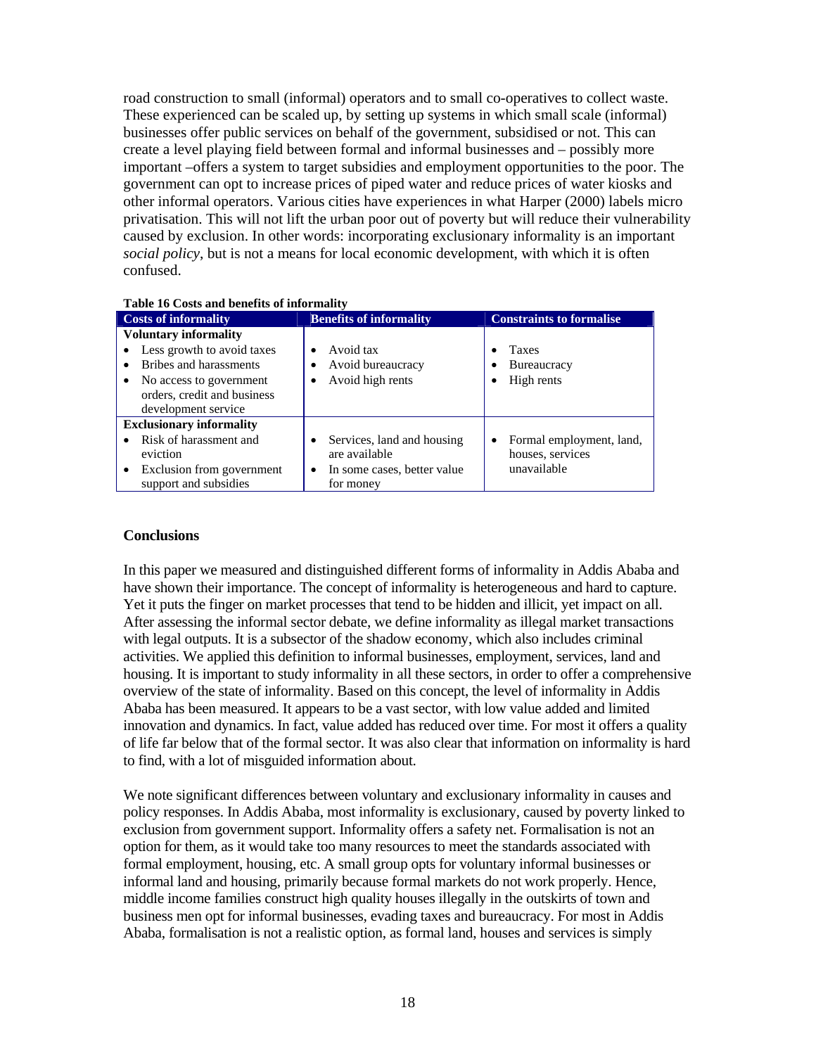road construction to small (informal) operators and to small co-operatives to collect waste. These experienced can be scaled up, by setting up systems in which small scale (informal) businesses offer public services on behalf of the government, subsidised or not. This can create a level playing field between formal and informal businesses and – possibly more important –offers a system to target subsidies and employment opportunities to the poor. The government can opt to increase prices of piped water and reduce prices of water kiosks and other informal operators. Various cities have experiences in what Harper (2000) labels micro privatisation. This will not lift the urban poor out of poverty but will reduce their vulnerability caused by exclusion. In other words: incorporating exclusionary informality is an important *social policy*, but is not a means for local economic development, with which it is often confused.

**Table 16 Costs and benefits of informality**

| Costs of informality | Benefits of informality | Constraints to formalise |
|---|---|---|
| **Voluntary informality** | | |
| • Less growth to avoid taxes<br>• Bribes and harassments<br>• No access to government orders, credit and business development service | • Avoid tax<br>• Avoid bureaucracy<br>• Avoid high rents | • Taxes<br>• Bureaucracy<br>• High rents |
| **Exclusionary informality** | | |
| • Risk of harassment and eviction<br>• Exclusion from government support and subsidies | • Services, land and housing are available<br>• In some cases, better value for money | • Formal employment, land, houses, services unavailable |

## Conclusions

In this paper we measured and distinguished different forms of informality in Addis Ababa and have shown their importance. The concept of informality is heterogeneous and hard to capture. Yet it puts the finger on market processes that tend to be hidden and illicit, yet impact on all. After assessing the informal sector debate, we define informality as illegal market transactions with legal outputs. It is a subsector of the shadow economy, which also includes criminal activities. We applied this definition to informal businesses, employment, services, land and housing. It is important to study informality in all these sectors, in order to offer a comprehensive overview of the state of informality. Based on this concept, the level of informality in Addis Ababa has been measured. It appears to be a vast sector, with low value added and limited innovation and dynamics. In fact, value added has reduced over time. For most it offers a quality of life far below that of the formal sector. It was also clear that information on informality is hard to find, with a lot of misguided information about.

We note significant differences between voluntary and exclusionary informality in causes and policy responses. In Addis Ababa, most informality is exclusionary, caused by poverty linked to exclusion from government support. Informality offers a safety net. Formalisation is not an option for them, as it would take too many resources to meet the standards associated with formal employment, housing, etc. A small group opts for voluntary informal businesses or informal land and housing, primarily because formal markets do not work properly. Hence, middle income families construct high quality houses illegally in the outskirts of town and business men opt for informal businesses, evading taxes and bureaucracy. For most in Addis Ababa, formalisation is not a realistic option, as formal land, houses and services is simply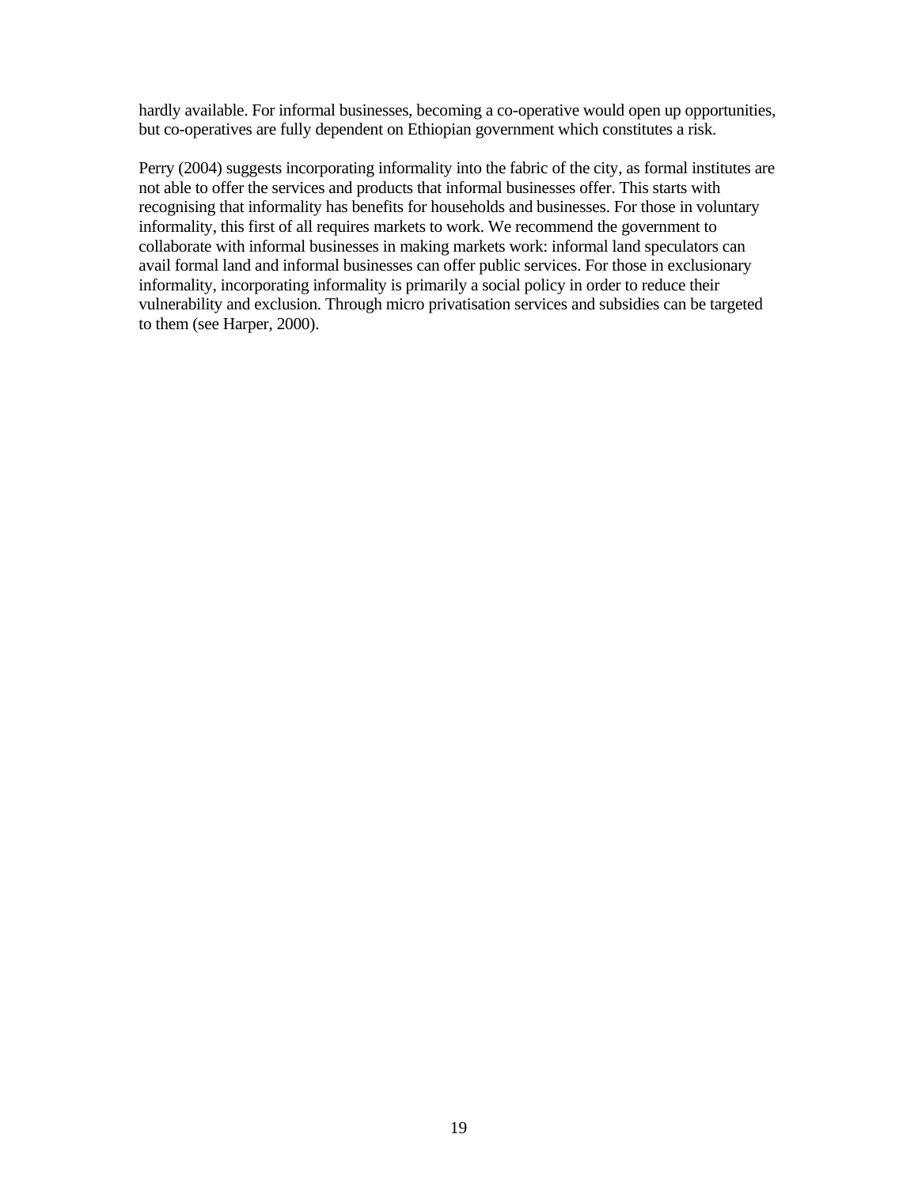hardly available. For informal businesses, becoming a co-operative would open up opportunities, but co-operatives are fully dependent on Ethiopian government which constitutes a risk.

Perry (2004) suggests incorporating informality into the fabric of the city, as formal institutes are not able to offer the services and products that informal businesses offer. This starts with recognising that informality has benefits for households and businesses. For those in voluntary informality, this first of all requires markets to work. We recommend the government to collaborate with informal businesses in making markets work: informal land speculators can avail formal land and informal businesses can offer public services. For those in exclusionary informality, incorporating informality is primarily a social policy in order to reduce their vulnerability and exclusion. Through micro privatisation services and subsidies can be targeted to them (see Harper, 2000).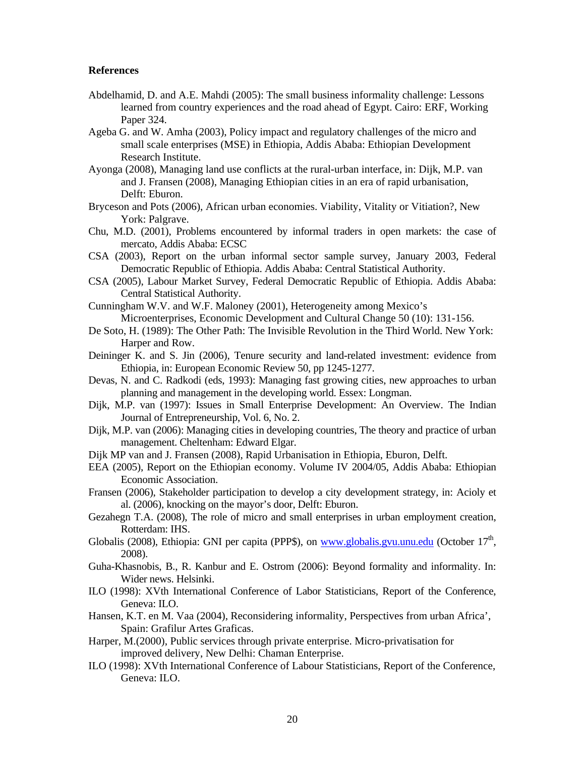**References**

Abdelhamid, D. and A.E. Mahdi (2005): The small business informality challenge: Lessons learned from country experiences and the road ahead of Egypt. Cairo: ERF, Working Paper 324.

Ageba G. and W. Amha (2003), Policy impact and regulatory challenges of the micro and small scale enterprises (MSE) in Ethiopia, Addis Ababa: Ethiopian Development Research Institute.

Ayonga (2008), Managing land use conflicts at the rural-urban interface, in: Dijk, M.P. van and J. Fransen (2008), Managing Ethiopian cities in an era of rapid urbanisation, Delft: Eburon.

Bryceson and Pots (2006), African urban economies. Viability, Vitality or Vitiation?, New York: Palgrave.

Chu, M.D. (2001), Problems encountered by informal traders in open markets: the case of mercato, Addis Ababa: ECSC

CSA (2003), Report on the urban informal sector sample survey, January 2003, Federal Democratic Republic of Ethiopia. Addis Ababa: Central Statistical Authority.

CSA (2005), Labour Market Survey, Federal Democratic Republic of Ethiopia. Addis Ababa: Central Statistical Authority.

Cunningham W.V. and W.F. Maloney (2001), Heterogeneity among Mexico's Microenterprises, Economic Development and Cultural Change 50 (10): 131-156.

De Soto, H. (1989): The Other Path: The Invisible Revolution in the Third World. New York: Harper and Row.

Deininger K. and S. Jin (2006), Tenure security and land-related investment: evidence from Ethiopia, in: European Economic Review 50, pp 1245-1277.

Devas, N. and C. Radkodi (eds, 1993): Managing fast growing cities, new approaches to urban planning and management in the developing world. Essex: Longman.

Dijk, M.P. van (1997): Issues in Small Enterprise Development: An Overview. The Indian Journal of Entrepreneurship, Vol. 6, No. 2.

Dijk, M.P. van (2006): Managing cities in developing countries, The theory and practice of urban management. Cheltenham: Edward Elgar.

Dijk MP van and J. Fransen (2008), Rapid Urbanisation in Ethiopia, Eburon, Delft.

EEA (2005), Report on the Ethiopian economy. Volume IV 2004/05, Addis Ababa: Ethiopian Economic Association.

Fransen (2006), Stakeholder participation to develop a city development strategy, in: Acioly et al. (2006), knocking on the mayor's door, Delft: Eburon.

Gezahegn T.A. (2008), The role of micro and small enterprises in urban employment creation, Rotterdam: IHS.

Globalis (2008), Ethiopia: GNI per capita (PPP$), on [www.globalis.gvu.unu.edu](www.globalis.gvu.unu.edu) (October 17th, 2008).

Guha-Khasnobis, B., R. Kanbur and E. Ostrom (2006): Beyond formality and informality. In: Wider news. Helsinki.

ILO (1998): XVth International Conference of Labor Statisticians, Report of the Conference, Geneva: ILO.

Hansen, K.T. en M. Vaa (2004), Reconsidering informality, Perspectives from urban Africa', Spain: Grafilur Artes Graficas.

Harper, M.(2000), Public services through private enterprise. Micro-privatisation for improved delivery, New Delhi: Chaman Enterprise.

ILO (1998): XVth International Conference of Labour Statisticians, Report of the Conference, Geneva: ILO.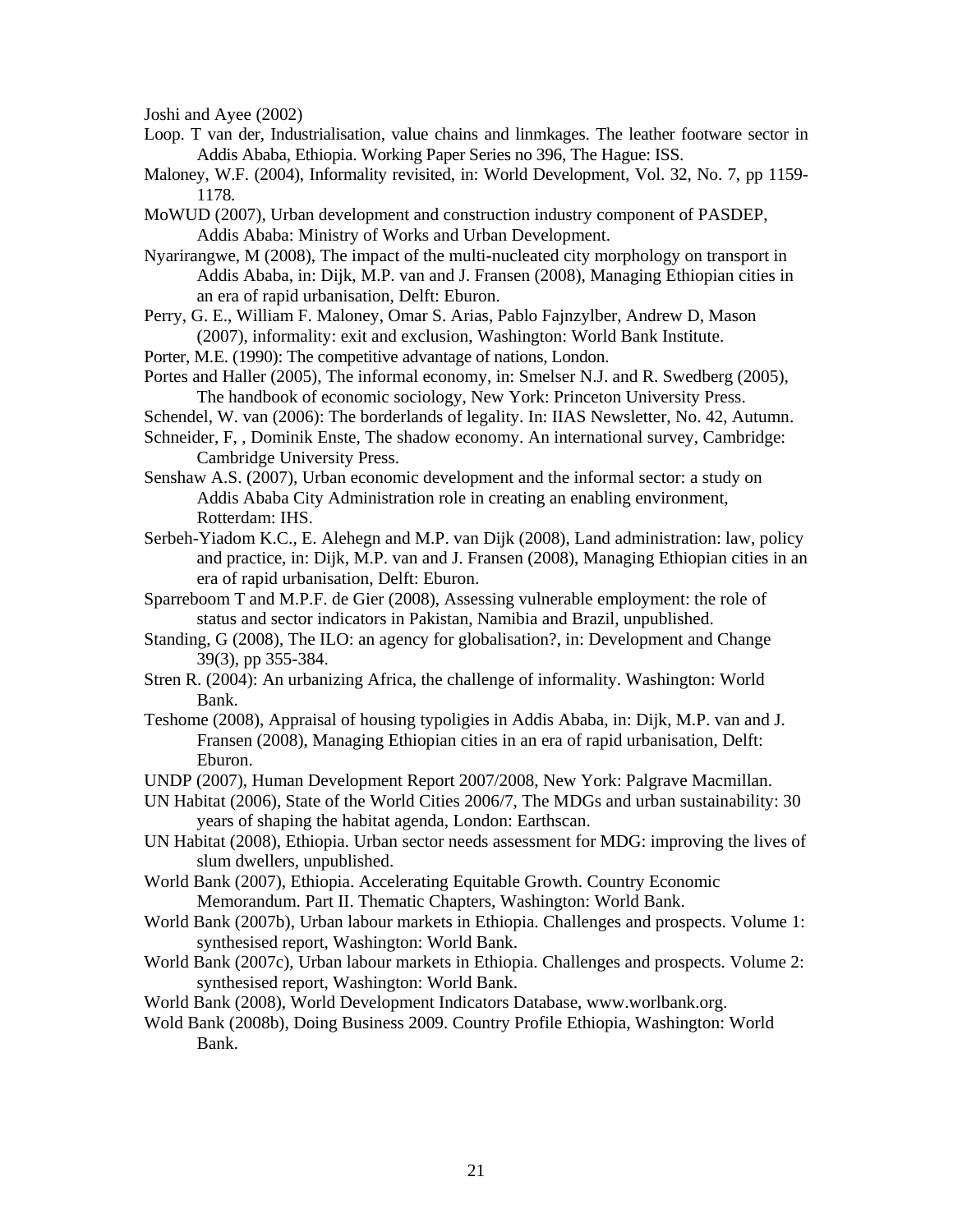Joshi and Ayee (2002)

Loop. T van der, Industrialisation, value chains and linmkages. The leather footware sector in Addis Ababa, Ethiopia. Working Paper Series no 396, The Hague: ISS.

Maloney, W.F. (2004), Informality revisited, in: World Development, Vol. 32, No. 7, pp 1159-1178.

MoWUD (2007), Urban development and construction industry component of PASDEP, Addis Ababa: Ministry of Works and Urban Development.

Nyarirangwe, M (2008), The impact of the multi-nucleated city morphology on transport in Addis Ababa, in: Dijk, M.P. van and J. Fransen (2008), Managing Ethiopian cities in an era of rapid urbanisation, Delft: Eburon.

Perry, G. E., William F. Maloney, Omar S. Arias, Pablo Fajnzylber, Andrew D, Mason (2007), informality: exit and exclusion, Washington: World Bank Institute.

Porter, M.E. (1990): The competitive advantage of nations, London.

Portes and Haller (2005), The informal economy, in: Smelser N.J. and R. Swedberg (2005), The handbook of economic sociology, New York: Princeton University Press.

Schendel, W. van (2006): The borderlands of legality. In: IIAS Newsletter, No. 42, Autumn.

Schneider, F, , Dominik Enste, The shadow economy. An international survey, Cambridge: Cambridge University Press.

Senshaw A.S. (2007), Urban economic development and the informal sector: a study on Addis Ababa City Administration role in creating an enabling environment, Rotterdam: IHS.

Serbeh-Yiadom K.C., E. Alehegn and M.P. van Dijk (2008), Land administration: law, policy and practice, in: Dijk, M.P. van and J. Fransen (2008), Managing Ethiopian cities in an era of rapid urbanisation, Delft: Eburon.

Sparreboom T and M.P.F. de Gier (2008), Assessing vulnerable employment: the role of status and sector indicators in Pakistan, Namibia and Brazil, unpublished.

Standing, G (2008), The ILO: an agency for globalisation?, in: Development and Change 39(3), pp 355-384.

Stren R. (2004): An urbanizing Africa, the challenge of informality. Washington: World Bank.

Teshome (2008), Appraisal of housing typoligies in Addis Ababa, in: Dijk, M.P. van and J. Fransen (2008), Managing Ethiopian cities in an era of rapid urbanisation, Delft: Eburon.

UNDP (2007), Human Development Report 2007/2008, New York: Palgrave Macmillan.

UN Habitat (2006), State of the World Cities 2006/7, The MDGs and urban sustainability: 30 years of shaping the habitat agenda, London: Earthscan.

UN Habitat (2008), Ethiopia. Urban sector needs assessment for MDG: improving the lives of slum dwellers, unpublished.

World Bank (2007), Ethiopia. Accelerating Equitable Growth. Country Economic Memorandum. Part II. Thematic Chapters, Washington: World Bank.

World Bank (2007b), Urban labour markets in Ethiopia. Challenges and prospects. Volume 1: synthesised report, Washington: World Bank.

World Bank (2007c), Urban labour markets in Ethiopia. Challenges and prospects. Volume 2: synthesised report, Washington: World Bank.

World Bank (2008), World Development Indicators Database, www.worlbank.org.

Wold Bank (2008b), Doing Business 2009. Country Profile Ethiopia, Washington: World Bank.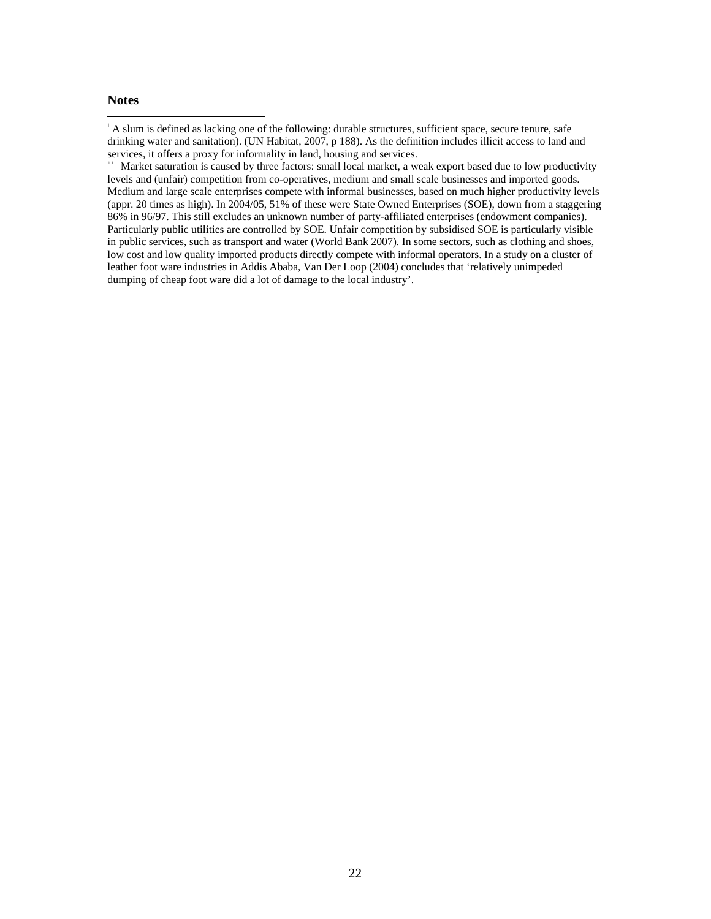**Notes**

[i] A slum is defined as lacking one of the following: durable structures, sufficient space, secure tenure, safe drinking water and sanitation). (UN Habitat, 2007, p 188). As the definition includes illicit access to land and services, it offers a proxy for informality in land, housing and services.

[ii] Market saturation is caused by three factors: small local market, a weak export based due to low productivity levels and (unfair) competition from co-operatives, medium and small scale businesses and imported goods. Medium and large scale enterprises compete with informal businesses, based on much higher productivity levels (appr. 20 times as high). In 2004/05, 51% of these were State Owned Enterprises (SOE), down from a staggering 86% in 96/97. This still excludes an unknown number of party-affiliated enterprises (endowment companies). Particularly public utilities are controlled by SOE. Unfair competition by subsidised SOE is particularly visible in public services, such as transport and water (World Bank 2007). In some sectors, such as clothing and shoes, low cost and low quality imported products directly compete with informal operators. In a study on a cluster of leather foot ware industries in Addis Ababa, Van Der Loop (2004) concludes that 'relatively unimpeded dumping of cheap foot ware did a lot of damage to the local industry'.